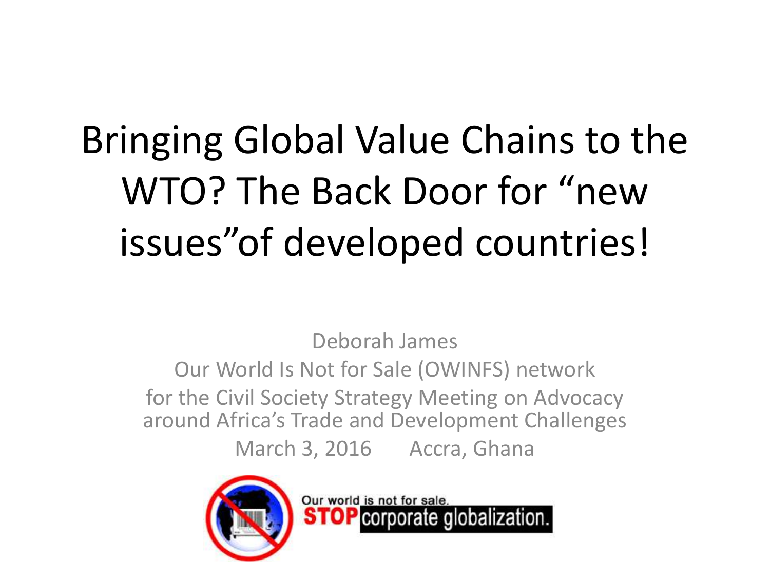# Bringing Global Value Chains to the WTO? The Back Door for “new issues”of developed countries!

Deborah James

Our World Is Not for Sale (OWINFS) network

for the Civil Society Strategy Meeting on Advocacy around Africa’s Trade and Development Challenges

March 3, 2016 Accra, Ghana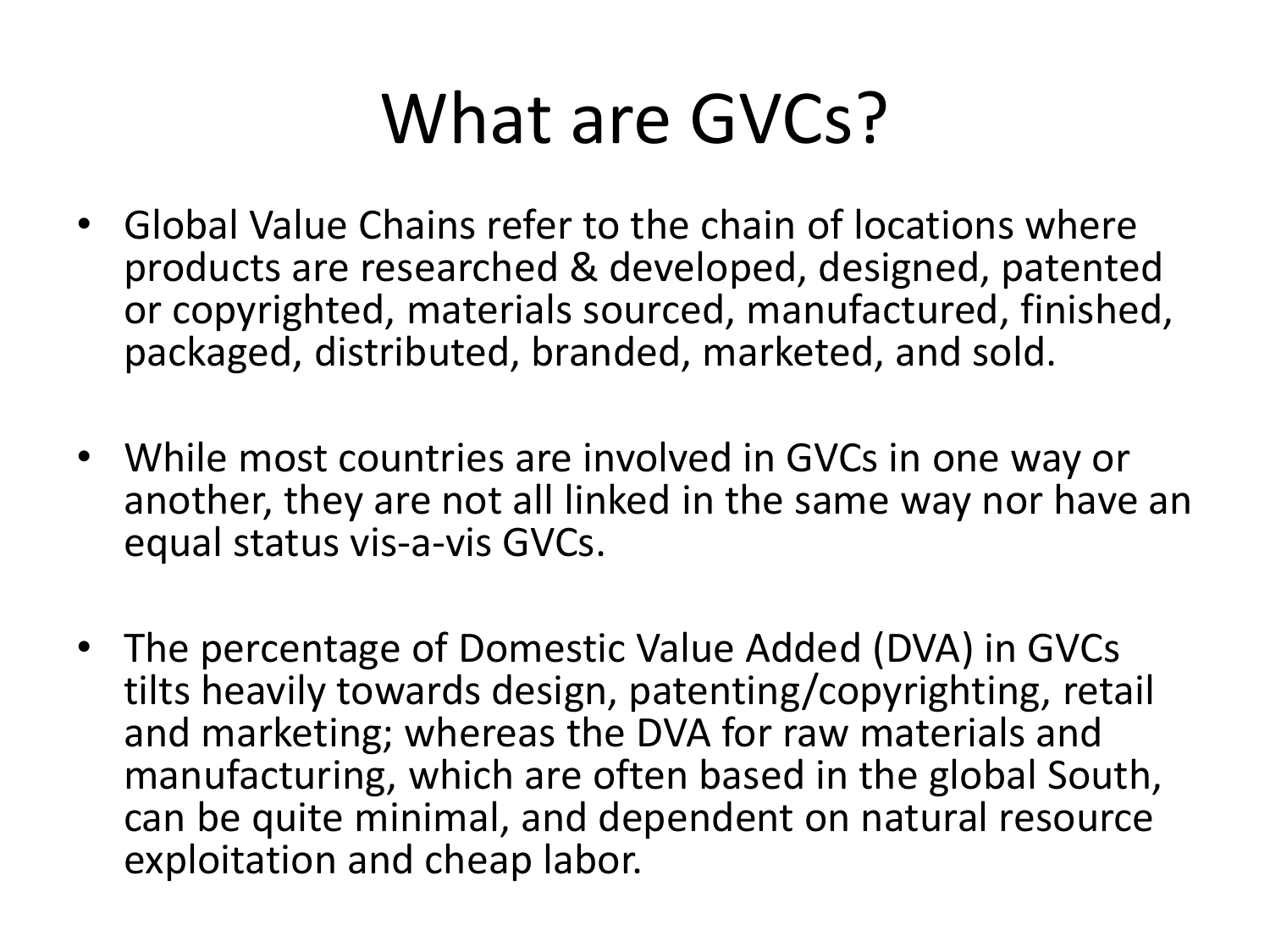# What are GVCs?

- Global Value Chains refer to the chain of locations where products are researched & developed, designed, patented or copyrighted, materials sourced, manufactured, finished, packaged, distributed, branded, marketed, and sold.

- While most countries are involved in GVCs in one way or another, they are not all linked in the same way nor have an equal status vis-a-vis GVCs.

- The percentage of Domestic Value Added (DVA) in GVCs tilts heavily towards design, patenting/copyrighting, retail and marketing; whereas the DVA for raw materials and manufacturing, which are often based in the global South, can be quite minimal, and dependent on natural resource exploitation and cheap labor.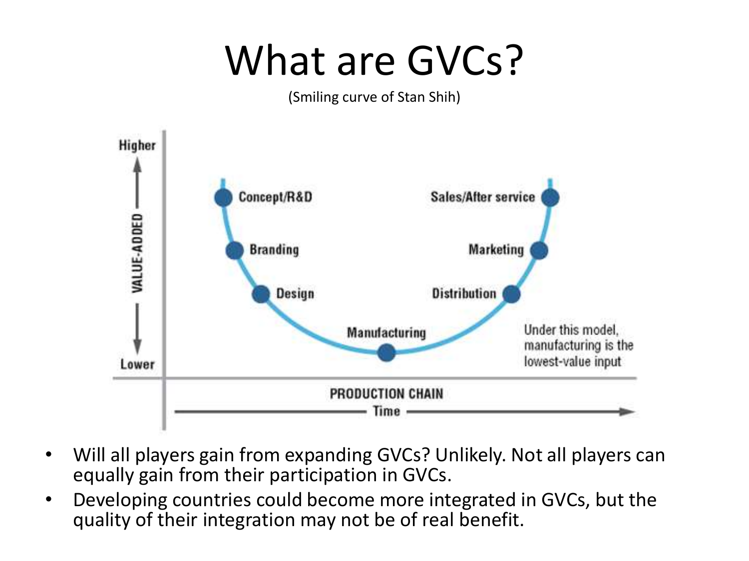# What are GVCs?

(Smiling curve of Stan Shih)

Higher

VALUE-ADDED

Lower

Concept/R&D

Branding

Design

Manufacturing

Distribution

Marketing

Sales/After service

Under this model, manufacturing is the lowest-value input

PRODUCTION CHAIN

Time

- Will all players gain from expanding GVCs? Unlikely. Not all players can equally gain from their participation in GVCs.
- Developing countries could become more integrated in GVCs, but the quality of their integration may not be of real benefit.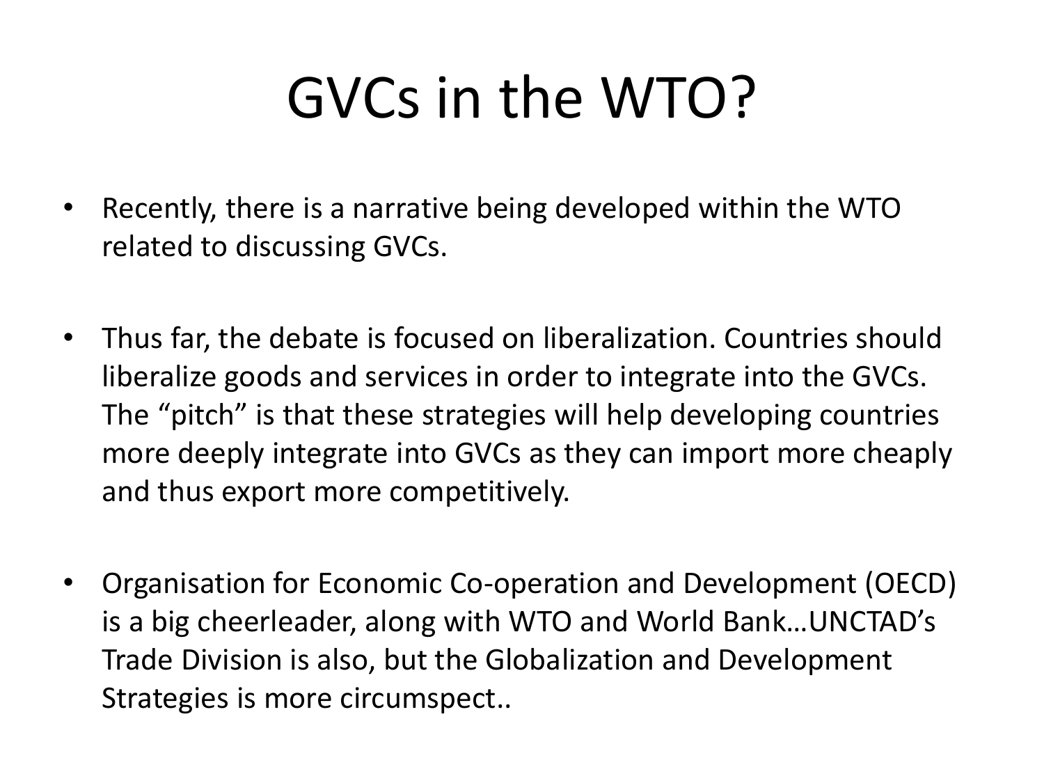# GVCs in the WTO?

- Recently, there is a narrative being developed within the WTO related to discussing GVCs.
- Thus far, the debate is focused on liberalization. Countries should liberalize goods and services in order to integrate into the GVCs. The "pitch" is that these strategies will help developing countries more deeply integrate into GVCs as they can import more cheaply and thus export more competitively.
- Organisation for Economic Co-operation and Development (OECD) is a big cheerleader, along with WTO and World Bank…UNCTAD's Trade Division is also, but the Globalization and Development Strategies is more circumspect..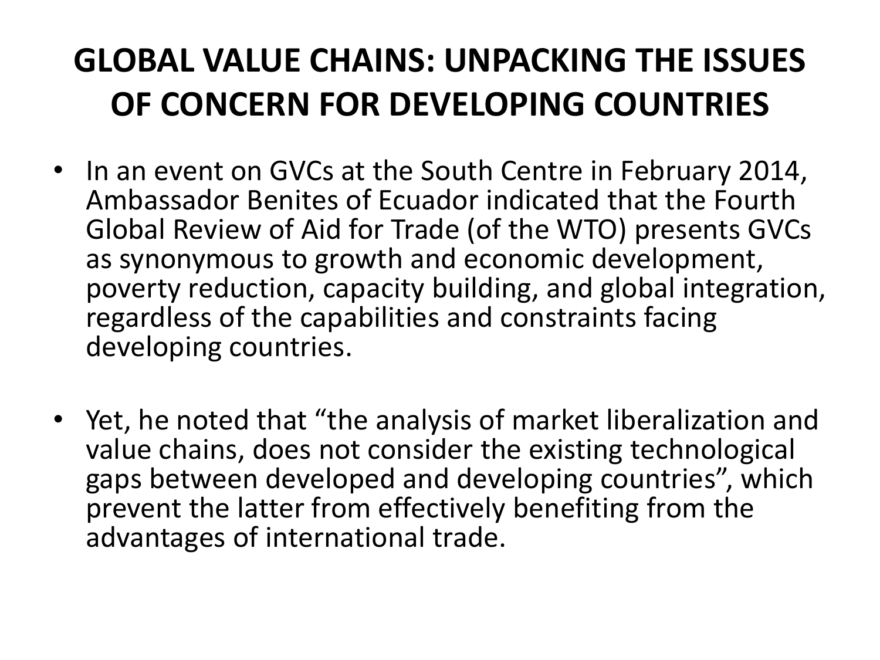# GLOBAL VALUE CHAINS: UNPACKING THE ISSUES OF CONCERN FOR DEVELOPING COUNTRIES

- In an event on GVCs at the South Centre in February 2014, Ambassador Benites of Ecuador indicated that the Fourth Global Review of Aid for Trade (of the WTO) presents GVCs as synonymous to growth and economic development, poverty reduction, capacity building, and global integration, regardless of the capabilities and constraints facing developing countries.

- Yet, he noted that "the analysis of market liberalization and value chains, does not consider the existing technological gaps between developed and developing countries", which prevent the latter from effectively benefiting from the advantages of international trade.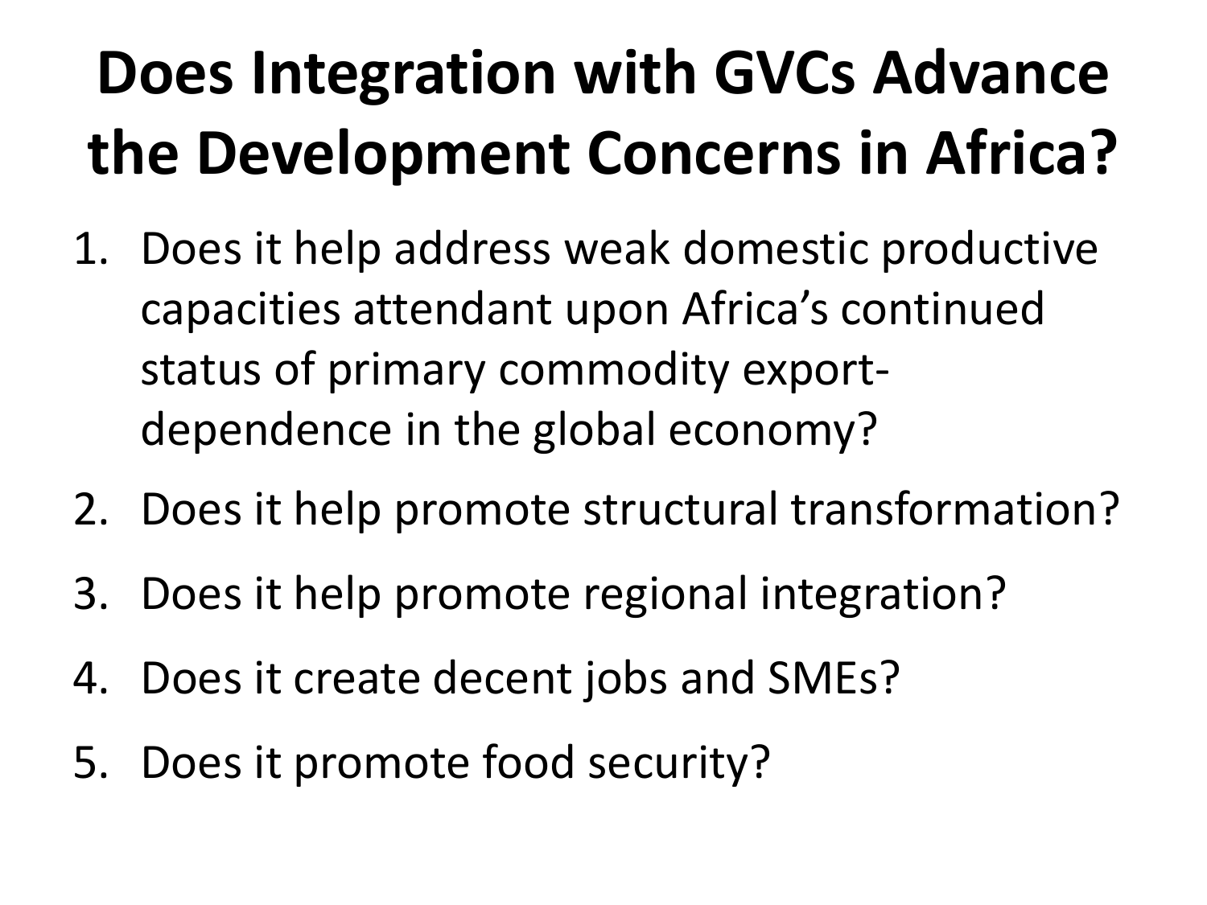# Does Integration with GVCs Advance the Development Concerns in Africa?

1. Does it help address weak domestic productive capacities attendant upon Africa's continued status of primary commodity export-dependence in the global economy?
2. Does it help promote structural transformation?
3. Does it help promote regional integration?
4. Does it create decent jobs and SMEs?
5. Does it promote food security?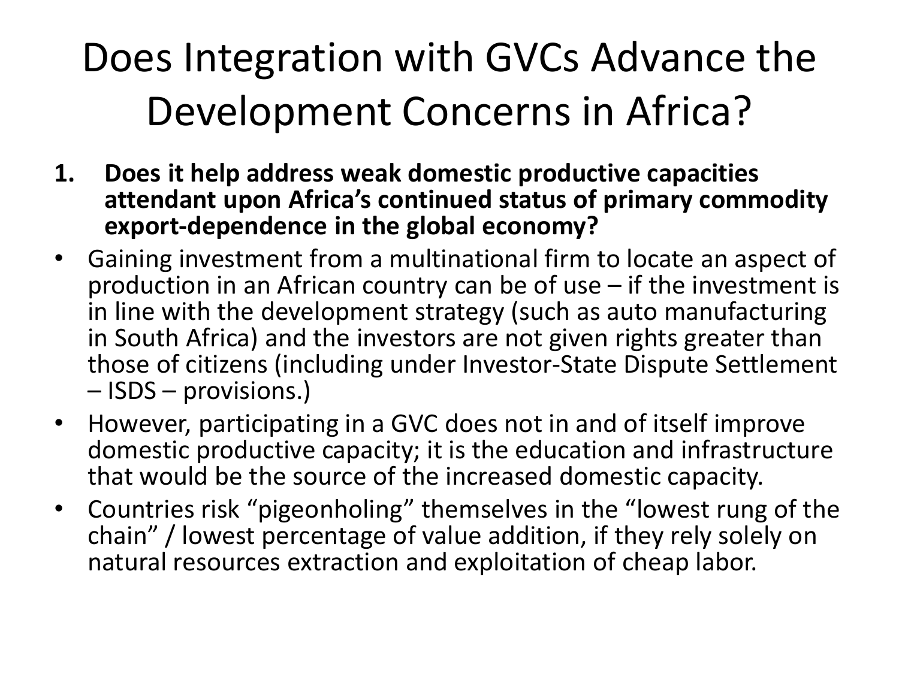# Does Integration with GVCs Advance the Development Concerns in Africa?

1. **Does it help address weak domestic productive capacities attendant upon Africa's continued status of primary commodity export-dependence in the global economy?**

- Gaining investment from a multinational firm to locate an aspect of production in an African country can be of use – if the investment is in line with the development strategy (such as auto manufacturing in South Africa) and the investors are not given rights greater than those of citizens (including under Investor-State Dispute Settlement – ISDS – provisions.)
- However, participating in a GVC does not in and of itself improve domestic productive capacity; it is the education and infrastructure that would be the source of the increased domestic capacity.
- Countries risk "pigeonholing" themselves in the "lowest rung of the chain" / lowest percentage of value addition, if they rely solely on natural resources extraction and exploitation of cheap labor.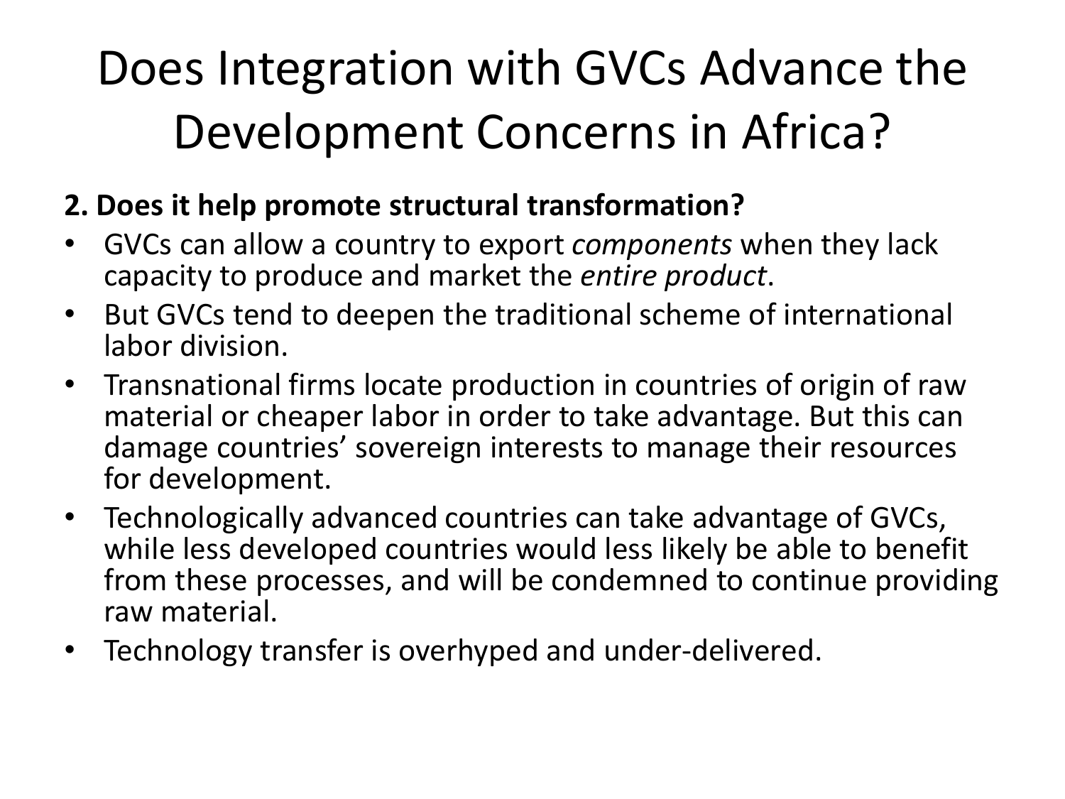# Does Integration with GVCs Advance the Development Concerns in Africa?

**2. Does it help promote structural transformation?**

- GVCs can allow a country to export *components* when they lack capacity to produce and market the *entire product*.
- But GVCs tend to deepen the traditional scheme of international labor division.
- Transnational firms locate production in countries of origin of raw material or cheaper labor in order to take advantage. But this can damage countries' sovereign interests to manage their resources for development.
- Technologically advanced countries can take advantage of GVCs, while less developed countries would less likely be able to benefit from these processes, and will be condemned to continue providing raw material.
- Technology transfer is overhyped and under-delivered.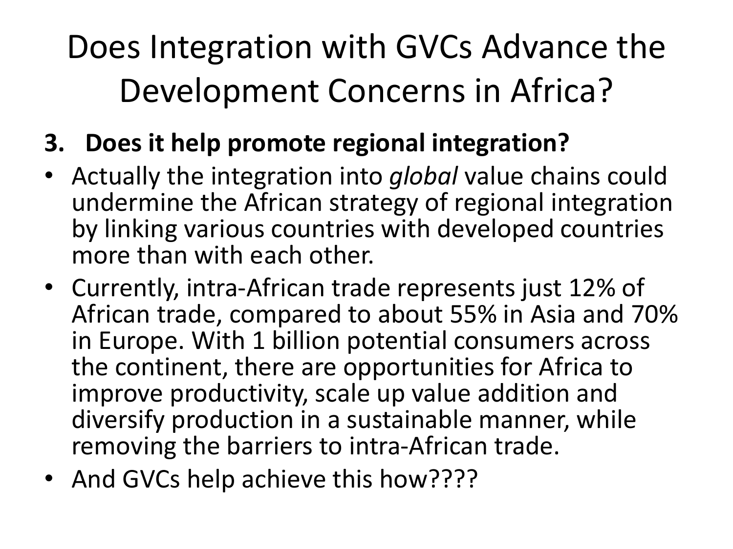# Does Integration with GVCs Advance the Development Concerns in Africa?

**3. Does it help promote regional integration?**

- Actually the integration into *global* value chains could undermine the African strategy of regional integration by linking various countries with developed countries more than with each other.
- Currently, intra-African trade represents just 12% of African trade, compared to about 55% in Asia and 70% in Europe. With 1 billion potential consumers across the continent, there are opportunities for Africa to improve productivity, scale up value addition and diversify production in a sustainable manner, while removing the barriers to intra-African trade.
- And GVCs help achieve this how????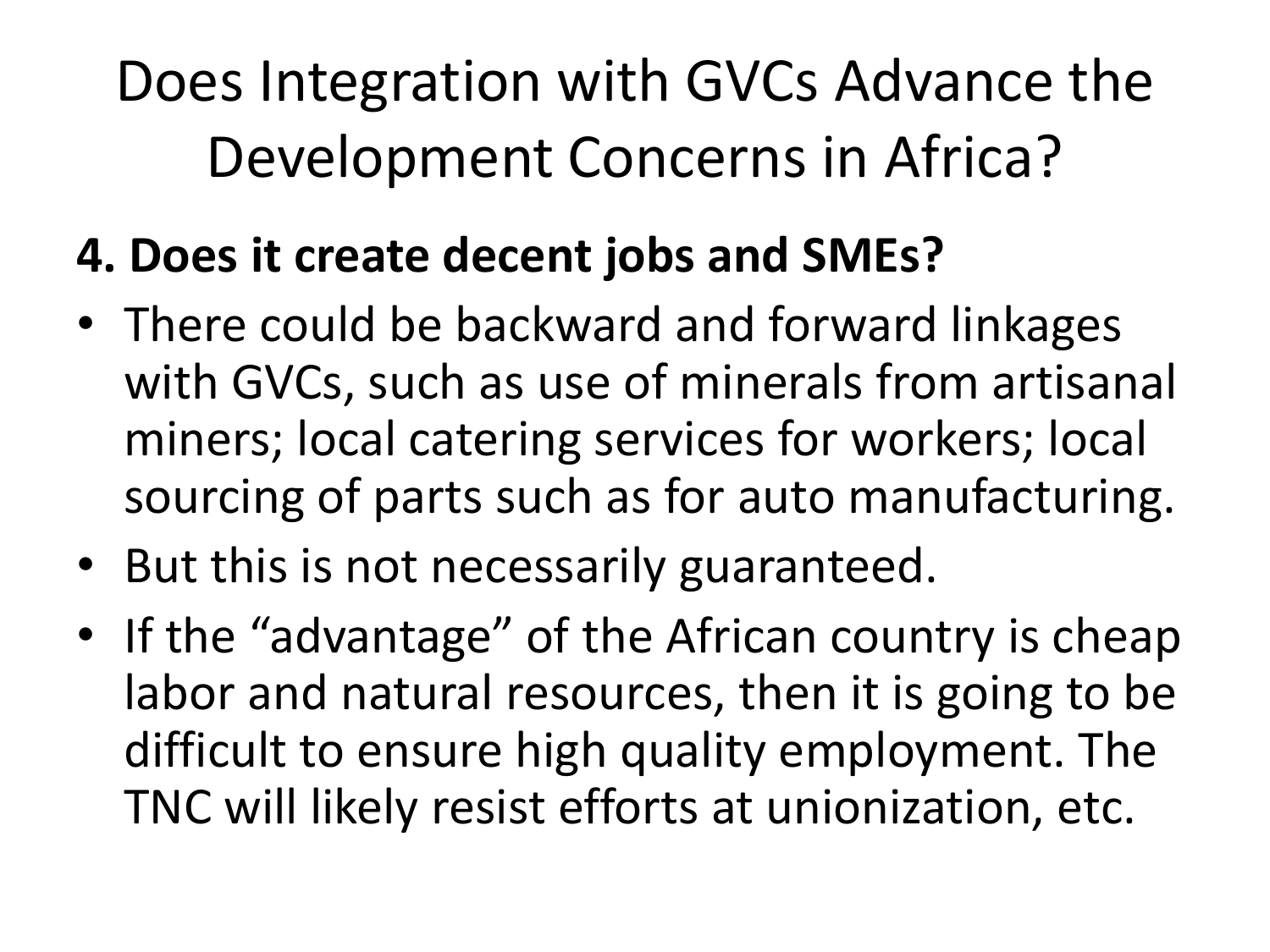# Does Integration with GVCs Advance the Development Concerns in Africa?

**4. Does it create decent jobs and SMEs?**

- There could be backward and forward linkages with GVCs, such as use of minerals from artisanal miners; local catering services for workers; local sourcing of parts such as for auto manufacturing.
- But this is not necessarily guaranteed.
- If the "advantage" of the African country is cheap labor and natural resources, then it is going to be difficult to ensure high quality employment. The TNC will likely resist efforts at unionization, etc.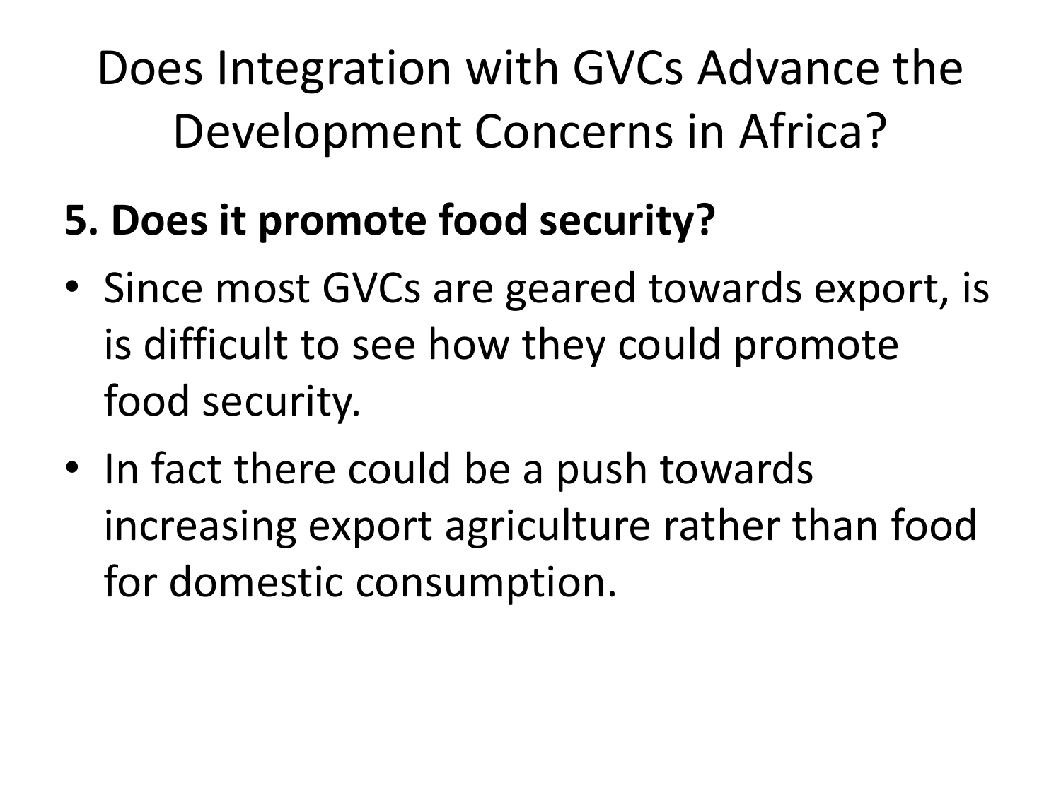# Does Integration with GVCs Advance the Development Concerns in Africa?

**5. Does it promote food security?**

- Since most GVCs are geared towards export, is is difficult to see how they could promote food security.
- In fact there could be a push towards increasing export agriculture rather than food for domestic consumption.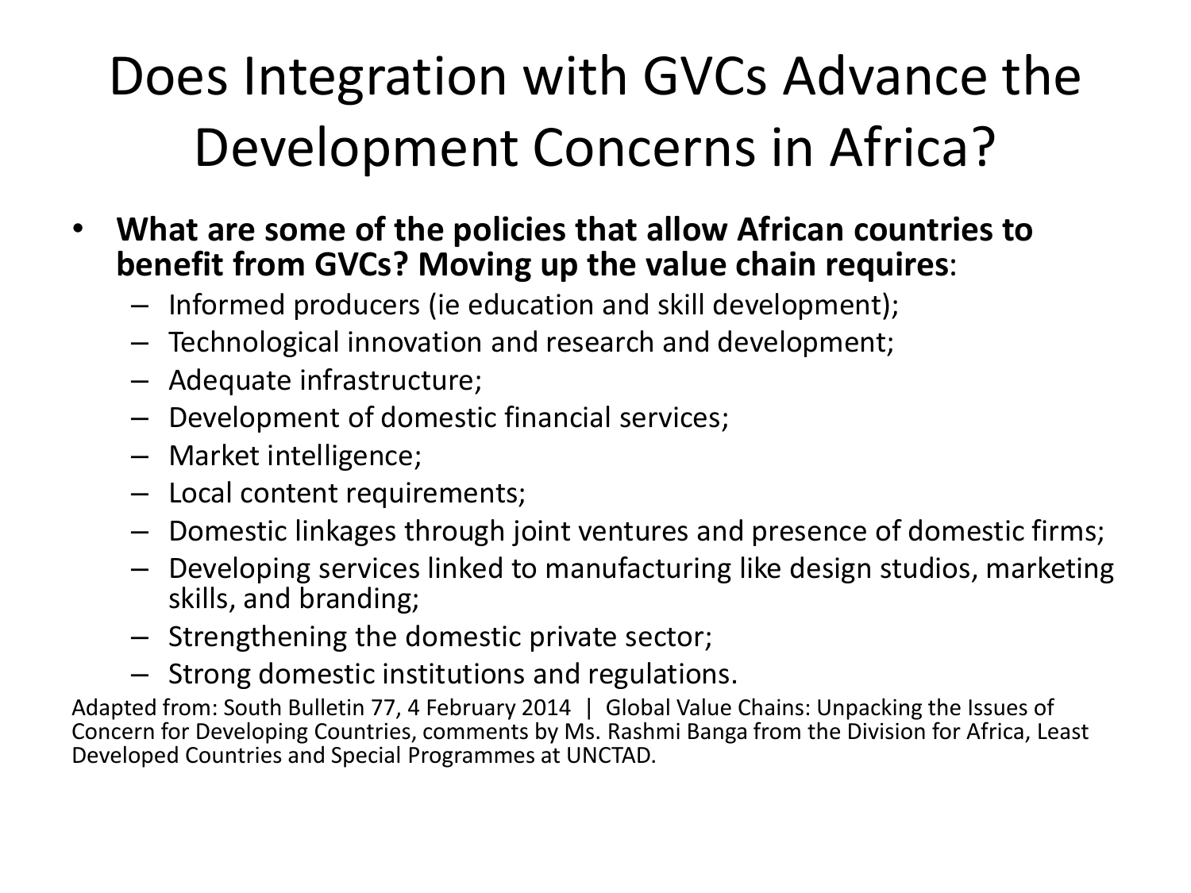# Does Integration with GVCs Advance the Development Concerns in Africa?

- **What are some of the policies that allow African countries to benefit from GVCs? Moving up the value chain requires**:
  - Informed producers (ie education and skill development);
  - Technological innovation and research and development;
  - Adequate infrastructure;
  - Development of domestic financial services;
  - Market intelligence;
  - Local content requirements;
  - Domestic linkages through joint ventures and presence of domestic firms;
  - Developing services linked to manufacturing like design studios, marketing skills, and branding;
  - Strengthening the domestic private sector;
  - Strong domestic institutions and regulations.

Adapted from: South Bulletin 77, 4 February 2014 | Global Value Chains: Unpacking the Issues of Concern for Developing Countries, comments by Ms. Rashmi Banga from the Division for Africa, Least Developed Countries and Special Programmes at UNCTAD.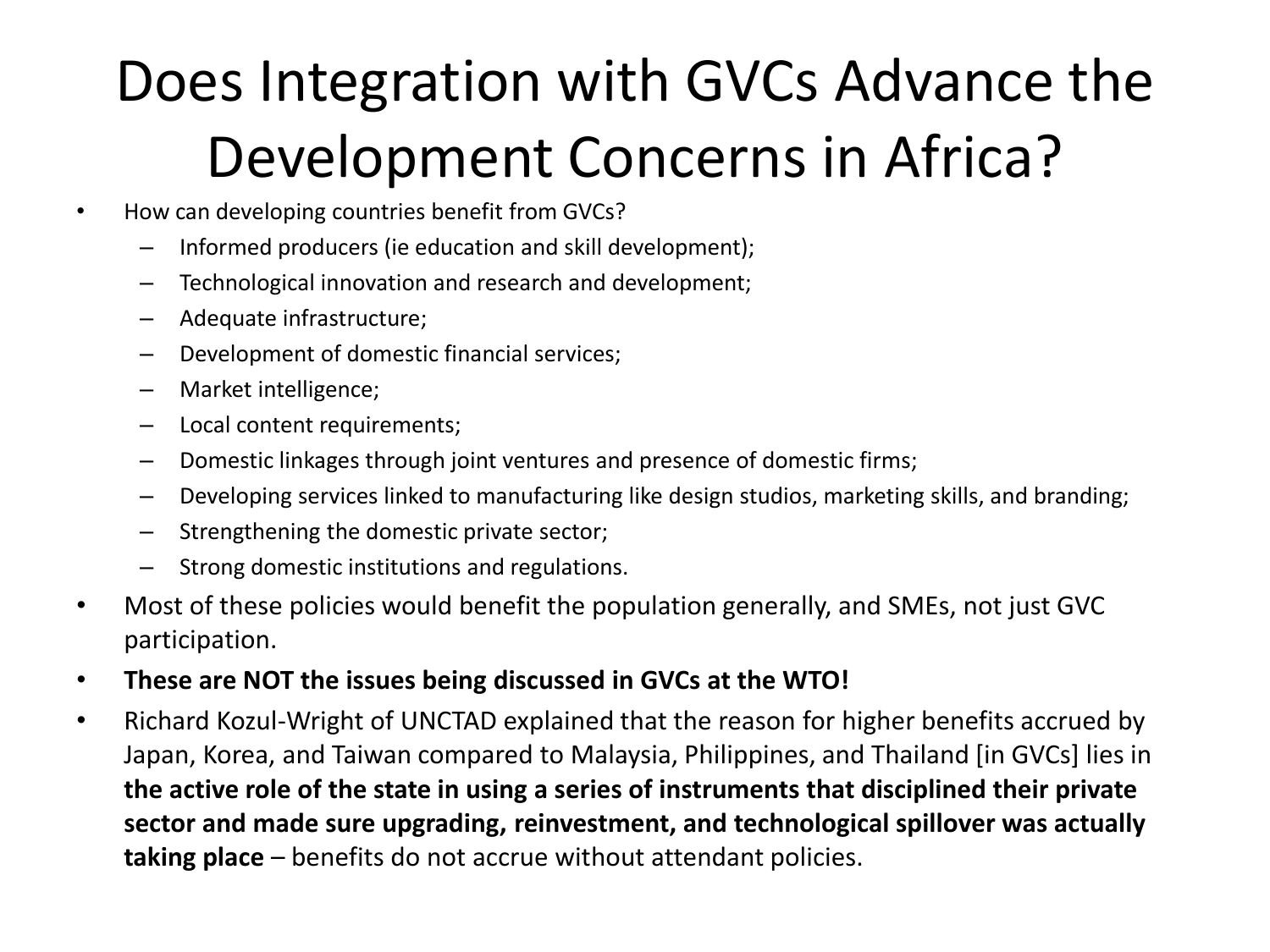# Does Integration with GVCs Advance the Development Concerns in Africa?

- How can developing countries benefit from GVCs?
  - Informed producers (ie education and skill development);
  - Technological innovation and research and development;
  - Adequate infrastructure;
  - Development of domestic financial services;
  - Market intelligence;
  - Local content requirements;
  - Domestic linkages through joint ventures and presence of domestic firms;
  - Developing services linked to manufacturing like design studios, marketing skills, and branding;
  - Strengthening the domestic private sector;
  - Strong domestic institutions and regulations.
- Most of these policies would benefit the population generally, and SMEs, not just GVC participation.
- **These are NOT the issues being discussed in GVCs at the WTO!**
- Richard Kozul-Wright of UNCTAD explained that the reason for higher benefits accrued by Japan, Korea, and Taiwan compared to Malaysia, Philippines, and Thailand [in GVCs] lies in **the active role of the state in using a series of instruments that disciplined their private sector and made sure upgrading, reinvestment, and technological spillover was actually taking place** – benefits do not accrue without attendant policies.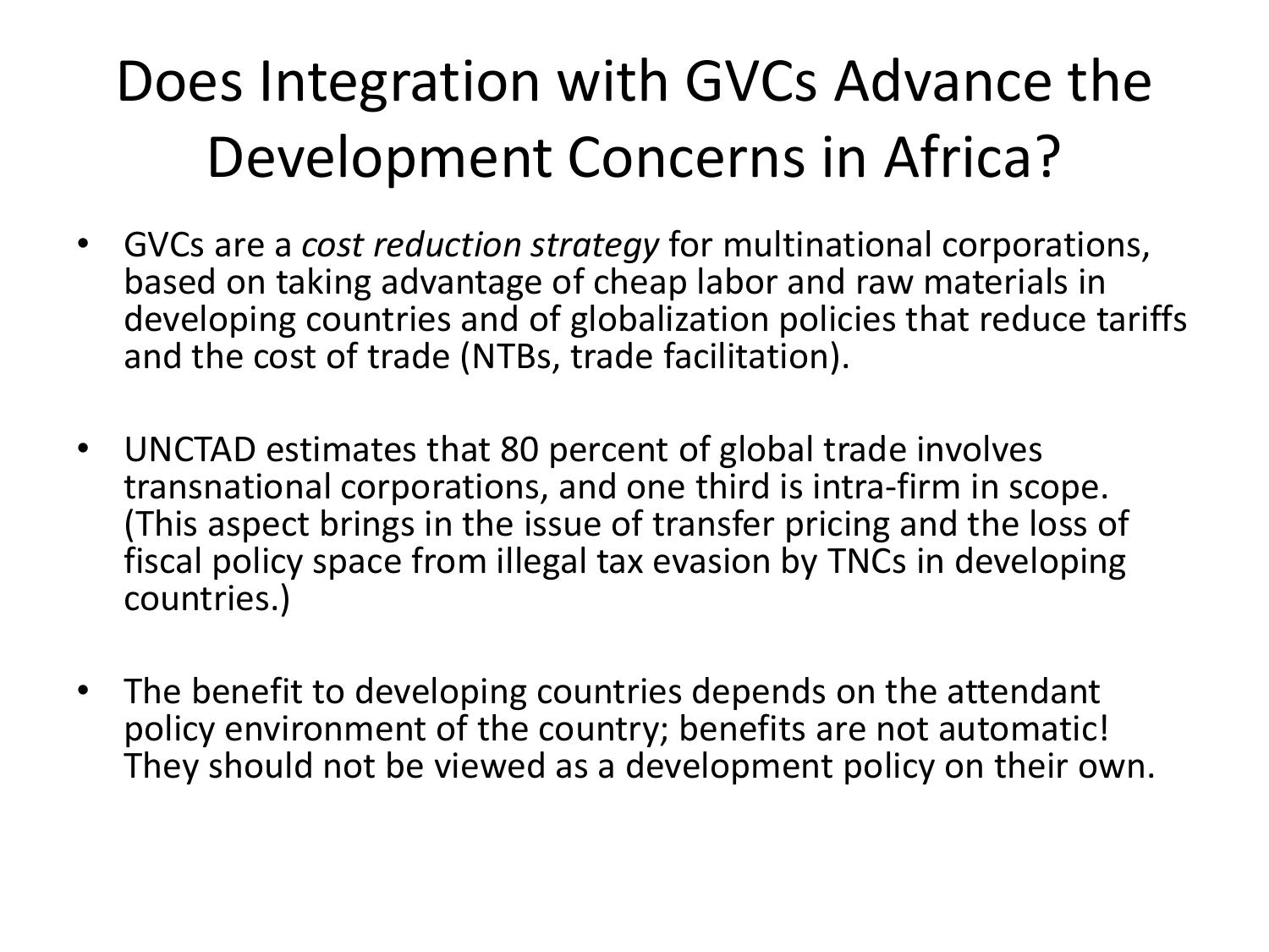# Does Integration with GVCs Advance the Development Concerns in Africa?

- GVCs are a *cost reduction strategy* for multinational corporations, based on taking advantage of cheap labor and raw materials in developing countries and of globalization policies that reduce tariffs and the cost of trade (NTBs, trade facilitation).

- UNCTAD estimates that 80 percent of global trade involves transnational corporations, and one third is intra-firm in scope. (This aspect brings in the issue of transfer pricing and the loss of fiscal policy space from illegal tax evasion by TNCs in developing countries.)

- The benefit to developing countries depends on the attendant policy environment of the country; benefits are not automatic! They should not be viewed as a development policy on their own.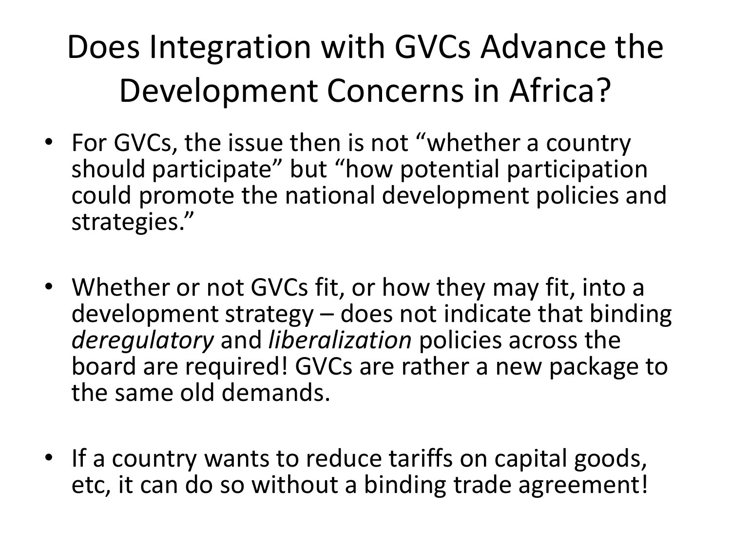# Does Integration with GVCs Advance the Development Concerns in Africa?

- For GVCs, the issue then is not "whether a country should participate" but "how potential participation could promote the national development policies and strategies."

- Whether or not GVCs fit, or how they may fit, into a development strategy – does not indicate that binding *deregulatory* and *liberalization* policies across the board are required! GVCs are rather a new package to the same old demands.

- If a country wants to reduce tariffs on capital goods, etc, it can do so without a binding trade agreement!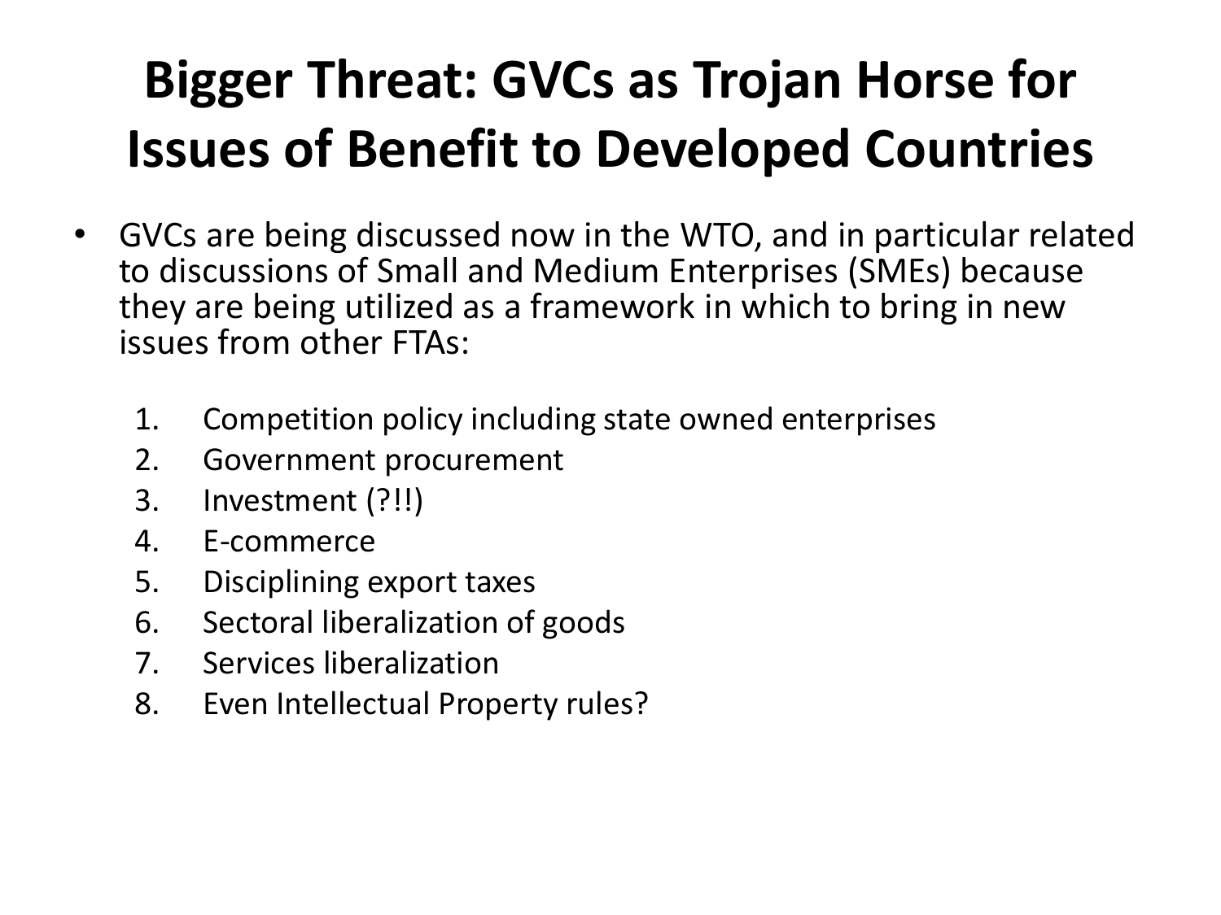# Bigger Threat: GVCs as Trojan Horse for Issues of Benefit to Developed Countries

- GVCs are being discussed now in the WTO, and in particular related to discussions of Small and Medium Enterprises (SMEs) because they are being utilized as a framework in which to bring in new issues from other FTAs:

    1. Competition policy including state owned enterprises
    2. Government procurement
    3. Investment (?!!)
    4. E-commerce
    5. Disciplining export taxes
    6. Sectoral liberalization of goods
    7. Services liberalization
    8. Even Intellectual Property rules?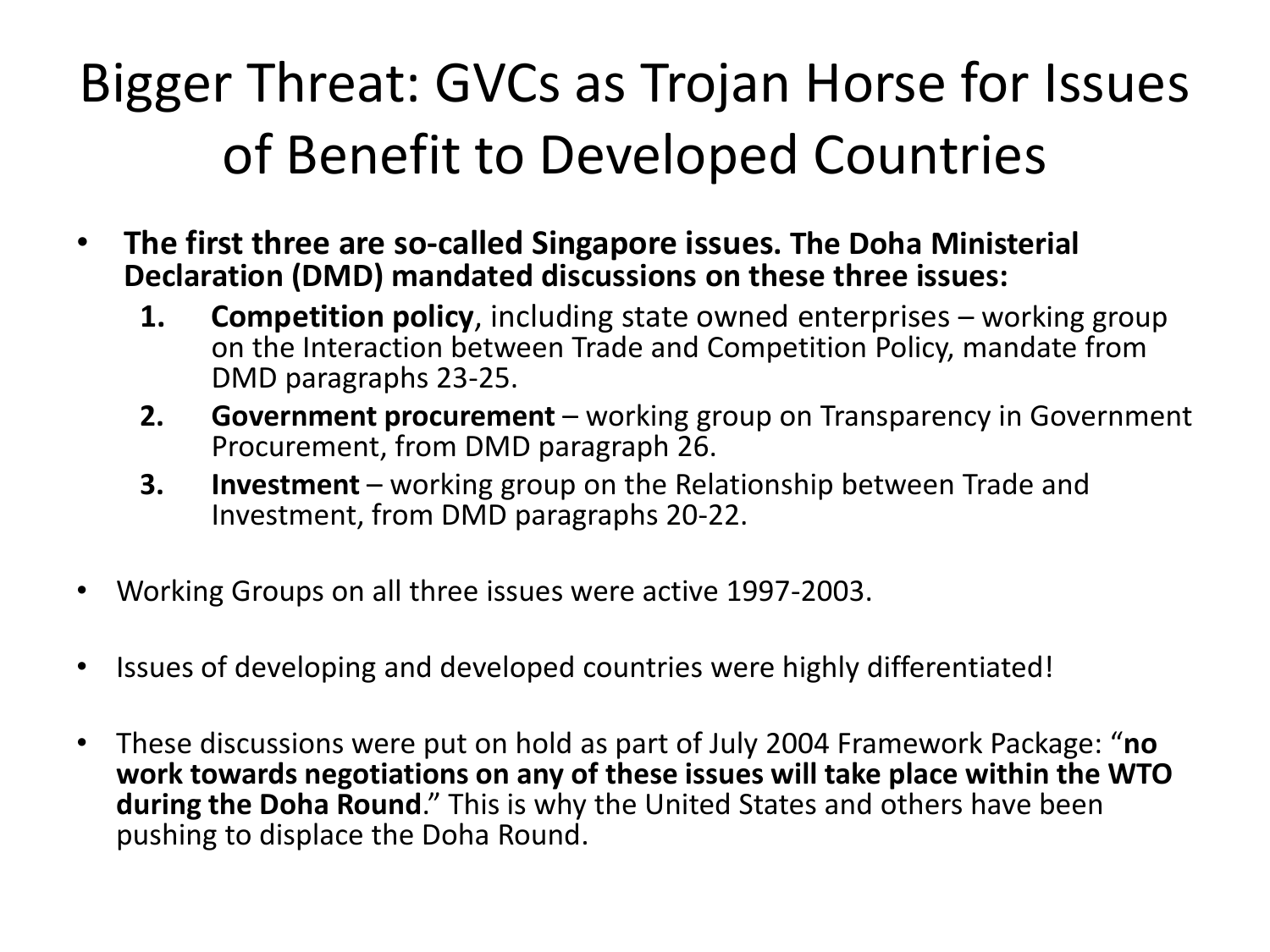# Bigger Threat: GVCs as Trojan Horse for Issues of Benefit to Developed Countries

- **The first three are so-called Singapore issues. The Doha Ministerial Declaration (DMD) mandated discussions on these three issues:**
  1. **Competition policy**, including state owned enterprises – working group on the Interaction between Trade and Competition Policy, mandate from DMD paragraphs 23-25.
  2. **Government procurement** – working group on Transparency in Government Procurement, from DMD paragraph 26.
  3. **Investment** – working group on the Relationship between Trade and Investment, from DMD paragraphs 20-22.

- Working Groups on all three issues were active 1997-2003.

- Issues of developing and developed countries were highly differentiated!

- These discussions were put on hold as part of July 2004 Framework Package: "**no work towards negotiations on any of these issues will take place within the WTO during the Doha Round**." This is why the United States and others have been pushing to displace the Doha Round.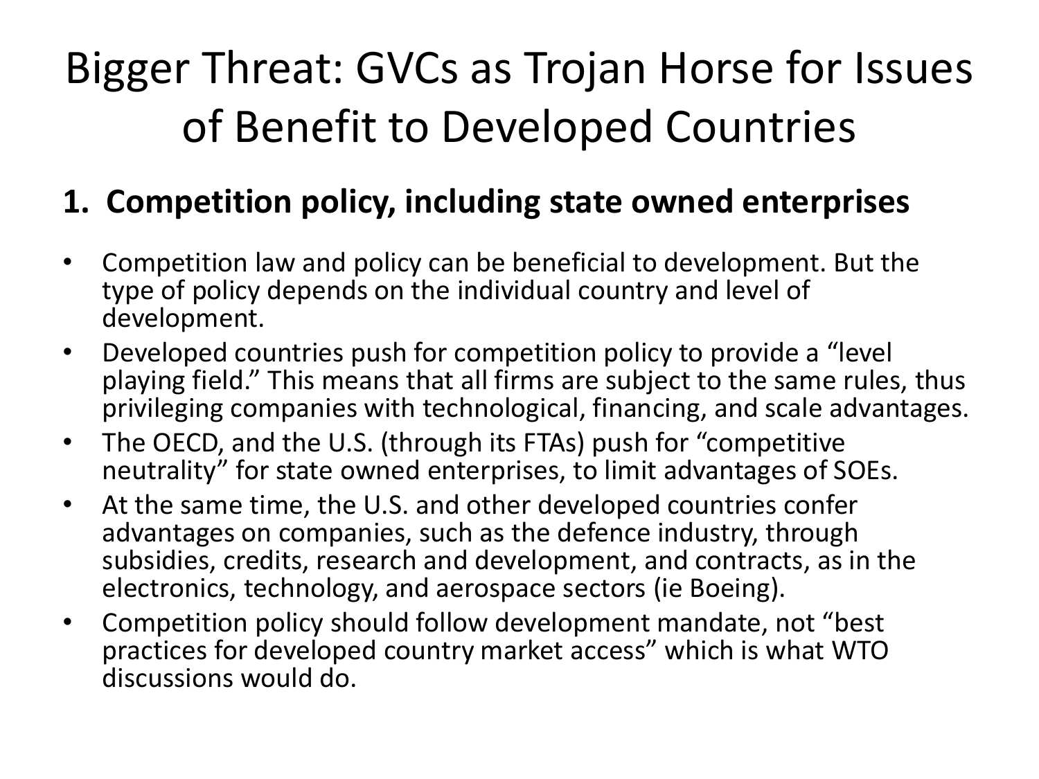# Bigger Threat: GVCs as Trojan Horse for Issues of Benefit to Developed Countries

## 1. Competition policy, including state owned enterprises

- Competition law and policy can be beneficial to development. But the type of policy depends on the individual country and level of development.
- Developed countries push for competition policy to provide a "level playing field." This means that all firms are subject to the same rules, thus privileging companies with technological, financing, and scale advantages.
- The OECD, and the U.S. (through its FTAs) push for "competitive neutrality" for state owned enterprises, to limit advantages of SOEs.
- At the same time, the U.S. and other developed countries confer advantages on companies, such as the defence industry, through subsidies, credits, research and development, and contracts, as in the electronics, technology, and aerospace sectors (ie Boeing).
- Competition policy should follow development mandate, not "best practices for developed country market access" which is what WTO discussions would do.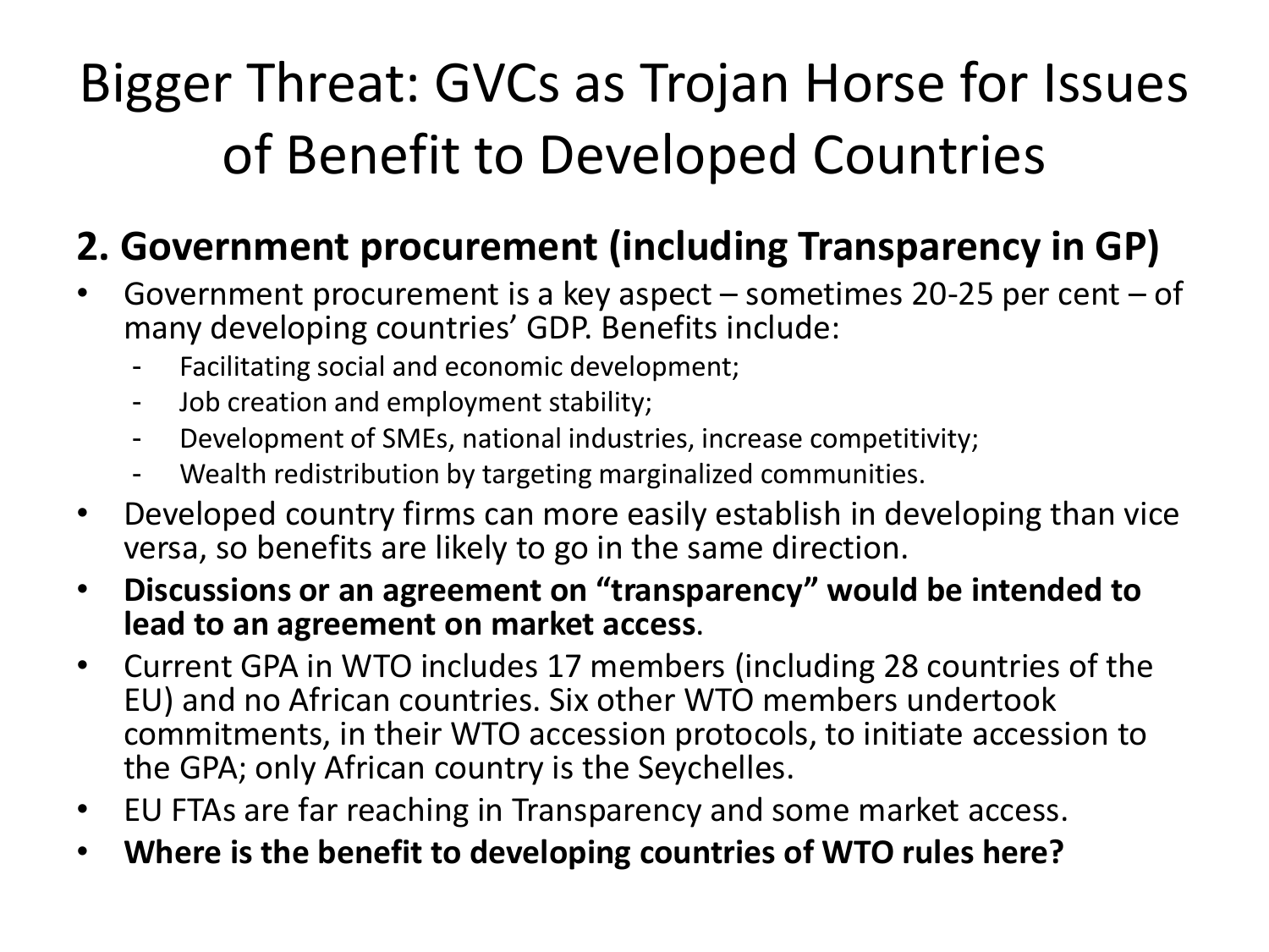# Bigger Threat: GVCs as Trojan Horse for Issues of Benefit to Developed Countries

## 2. Government procurement (including Transparency in GP)

- Government procurement is a key aspect – sometimes 20-25 per cent – of many developing countries' GDP. Benefits include:
  - Facilitating social and economic development;
  - Job creation and employment stability;
  - Development of SMEs, national industries, increase competitivity;
  - Wealth redistribution by targeting marginalized communities.
- Developed country firms can more easily establish in developing than vice versa, so benefits are likely to go in the same direction.
- **Discussions or an agreement on "transparency" would be intended to lead to an agreement on market access**.
- Current GPA in WTO includes 17 members (including 28 countries of the EU) and no African countries. Six other WTO members undertook commitments, in their WTO accession protocols, to initiate accession to the GPA; only African country is the Seychelles.
- EU FTAs are far reaching in Transparency and some market access.
- **Where is the benefit to developing countries of WTO rules here?**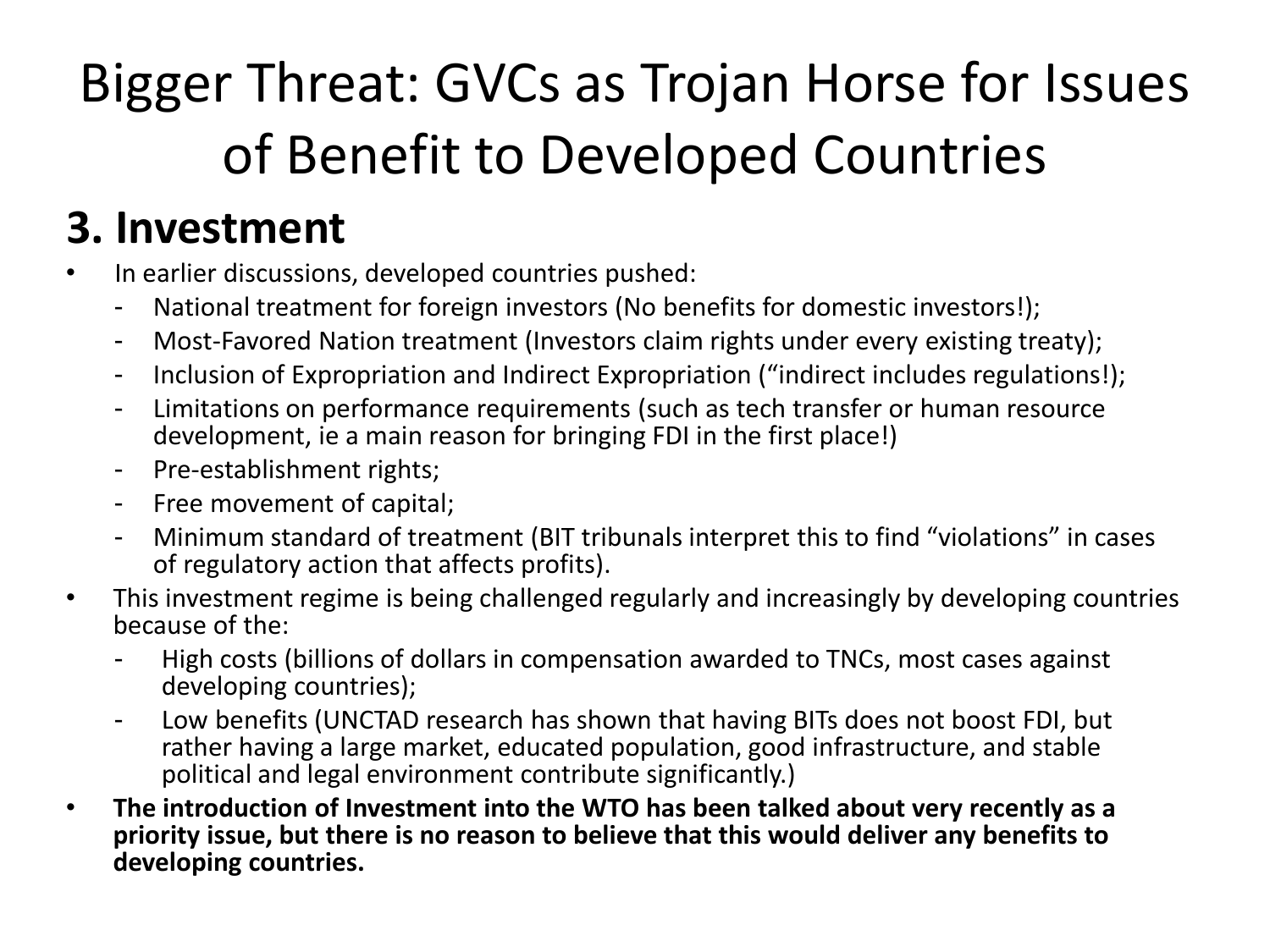# Bigger Threat: GVCs as Trojan Horse for Issues of Benefit to Developed Countries

## 3. Investment

- In earlier discussions, developed countries pushed:
  - National treatment for foreign investors (No benefits for domestic investors!);
  - Most-Favored Nation treatment (Investors claim rights under every existing treaty);
  - Inclusion of Expropriation and Indirect Expropriation ("indirect includes regulations!);
  - Limitations on performance requirements (such as tech transfer or human resource development, ie a main reason for bringing FDI in the first place!)
  - Pre-establishment rights;
  - Free movement of capital;
  - Minimum standard of treatment (BIT tribunals interpret this to find "violations" in cases of regulatory action that affects profits).
- This investment regime is being challenged regularly and increasingly by developing countries because of the:
  - High costs (billions of dollars in compensation awarded to TNCs, most cases against developing countries);
  - Low benefits (UNCTAD research has shown that having BITs does not boost FDI, but rather having a large market, educated population, good infrastructure, and stable political and legal environment contribute significantly.)
- **The introduction of Investment into the WTO has been talked about very recently as a priority issue, but there is no reason to believe that this would deliver any benefits to developing countries.**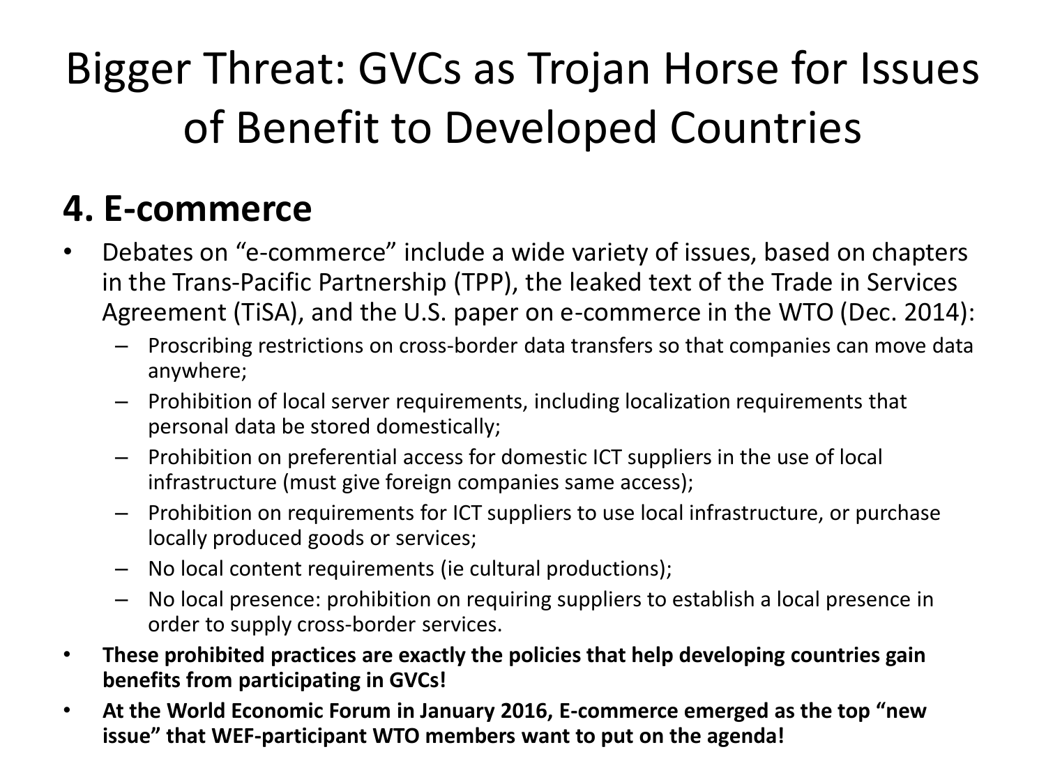# Bigger Threat: GVCs as Trojan Horse for Issues of Benefit to Developed Countries

## 4. E-commerce

- Debates on "e-commerce" include a wide variety of issues, based on chapters in the Trans-Pacific Partnership (TPP), the leaked text of the Trade in Services Agreement (TiSA), and the U.S. paper on e-commerce in the WTO (Dec. 2014):
  - Proscribing restrictions on cross-border data transfers so that companies can move data anywhere;
  - Prohibition of local server requirements, including localization requirements that personal data be stored domestically;
  - Prohibition on preferential access for domestic ICT suppliers in the use of local infrastructure (must give foreign companies same access);
  - Prohibition on requirements for ICT suppliers to use local infrastructure, or purchase locally produced goods or services;
  - No local content requirements (ie cultural productions);
  - No local presence: prohibition on requiring suppliers to establish a local presence in order to supply cross-border services.
- **These prohibited practices are exactly the policies that help developing countries gain benefits from participating in GVCs!**
- **At the World Economic Forum in January 2016, E-commerce emerged as the top "new issue" that WEF-participant WTO members want to put on the agenda!**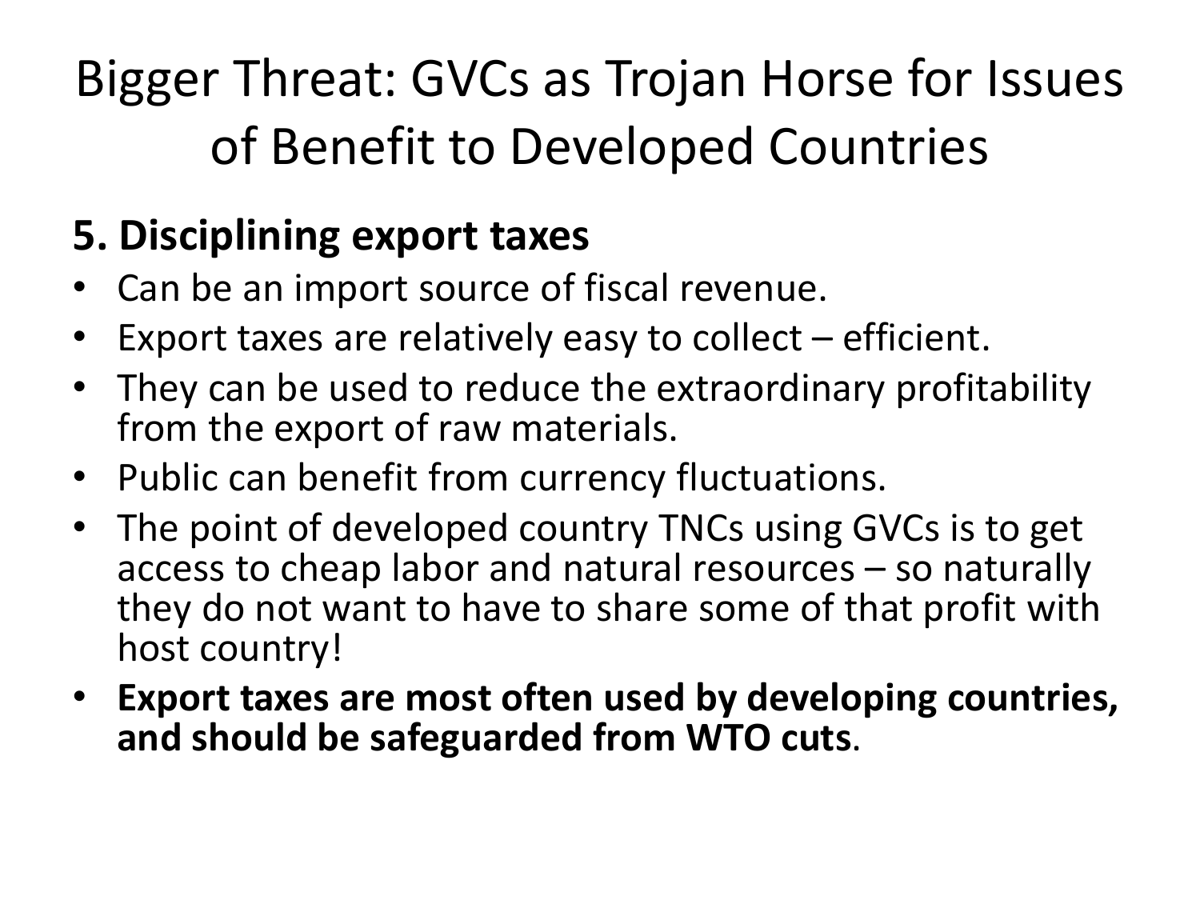# Bigger Threat: GVCs as Trojan Horse for Issues of Benefit to Developed Countries

## 5. Disciplining export taxes

- Can be an import source of fiscal revenue.
- Export taxes are relatively easy to collect – efficient.
- They can be used to reduce the extraordinary profitability from the export of raw materials.
- Public can benefit from currency fluctuations.
- The point of developed country TNCs using GVCs is to get access to cheap labor and natural resources – so naturally they do not want to have to share some of that profit with host country!
- **Export taxes are most often used by developing countries, and should be safeguarded from WTO cuts**.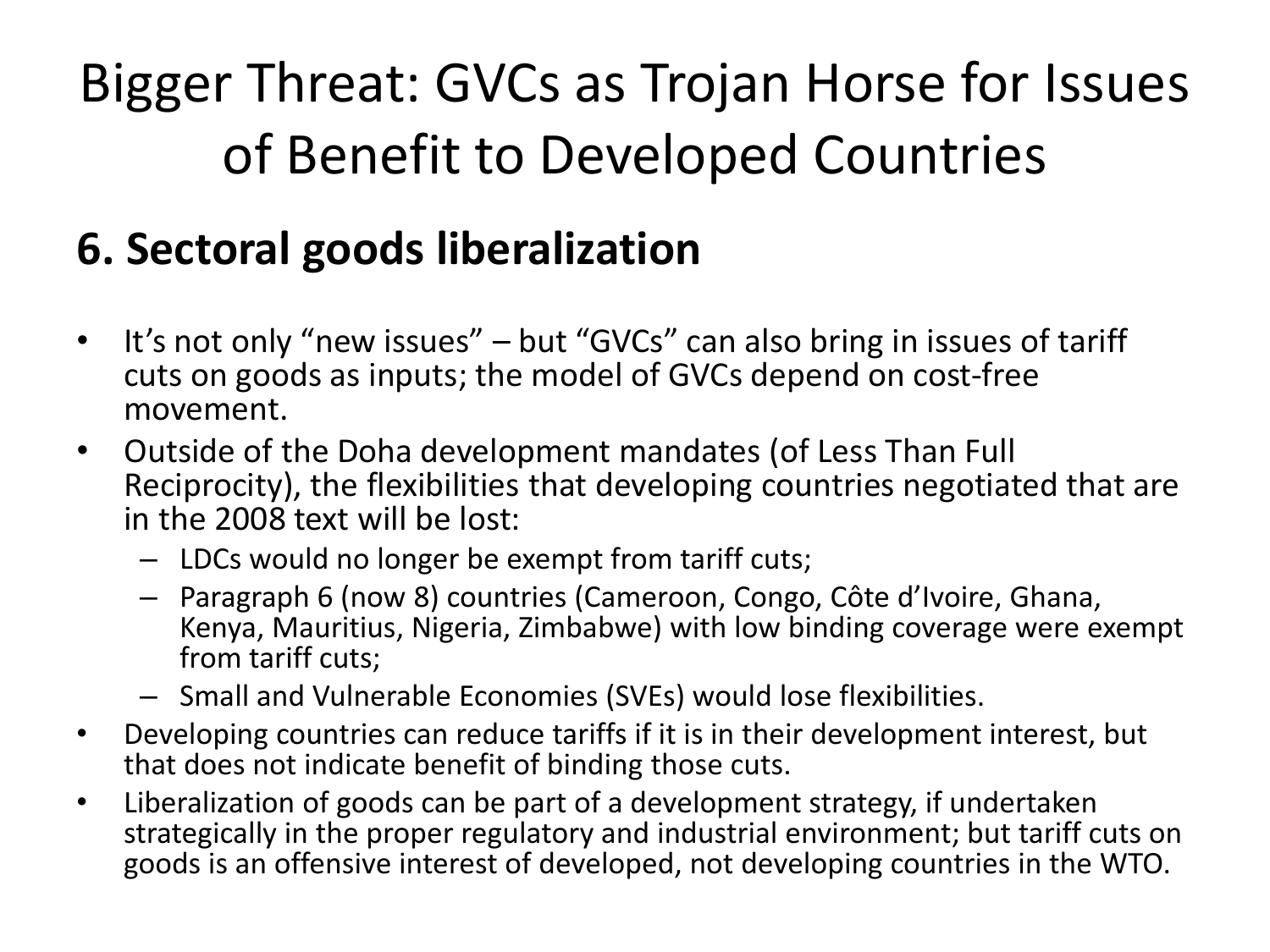# Bigger Threat: GVCs as Trojan Horse for Issues of Benefit to Developed Countries

## 6. Sectoral goods liberalization

- It's not only "new issues" – but "GVCs" can also bring in issues of tariff cuts on goods as inputs; the model of GVCs depend on cost-free movement.
- Outside of the Doha development mandates (of Less Than Full Reciprocity), the flexibilities that developing countries negotiated that are in the 2008 text will be lost:
  - LDCs would no longer be exempt from tariff cuts;
  - Paragraph 6 (now 8) countries (Cameroon, Congo, Côte d'Ivoire, Ghana, Kenya, Mauritius, Nigeria, Zimbabwe) with low binding coverage were exempt from tariff cuts;
  - Small and Vulnerable Economies (SVEs) would lose flexibilities.
- Developing countries can reduce tariffs if it is in their development interest, but that does not indicate benefit of binding those cuts.
- Liberalization of goods can be part of a development strategy, if undertaken strategically in the proper regulatory and industrial environment; but tariff cuts on goods is an offensive interest of developed, not developing countries in the WTO.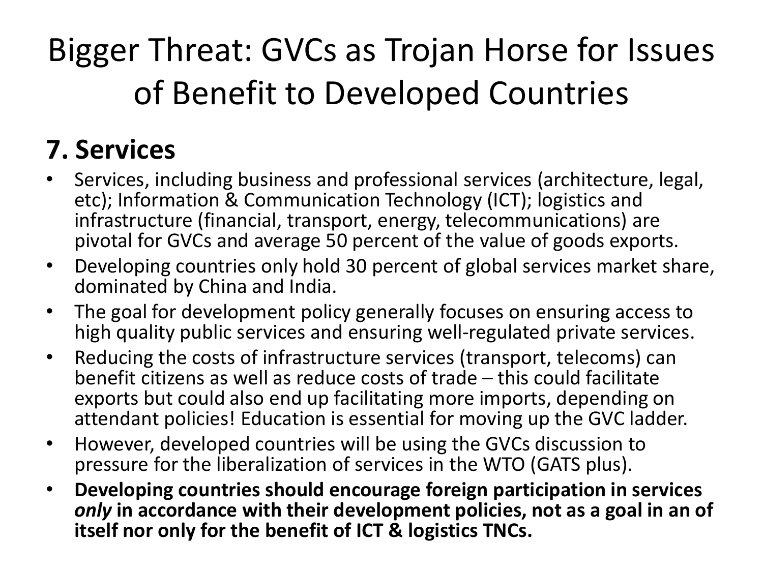# Bigger Threat: GVCs as Trojan Horse for Issues of Benefit to Developed Countries

## 7. Services

- Services, including business and professional services (architecture, legal, etc); Information & Communication Technology (ICT); logistics and infrastructure (financial, transport, energy, telecommunications) are pivotal for GVCs and average 50 percent of the value of goods exports.
- Developing countries only hold 30 percent of global services market share, dominated by China and India.
- The goal for development policy generally focuses on ensuring access to high quality public services and ensuring well-regulated private services.
- Reducing the costs of infrastructure services (transport, telecoms) can benefit citizens as well as reduce costs of trade – this could facilitate exports but could also end up facilitating more imports, depending on attendant policies! Education is essential for moving up the GVC ladder.
- However, developed countries will be using the GVCs discussion to pressure for the liberalization of services in the WTO (GATS plus).
- **Developing countries should encourage foreign participation in services *only* in accordance with their development policies, not as a goal in an of itself nor only for the benefit of ICT & logistics TNCs.**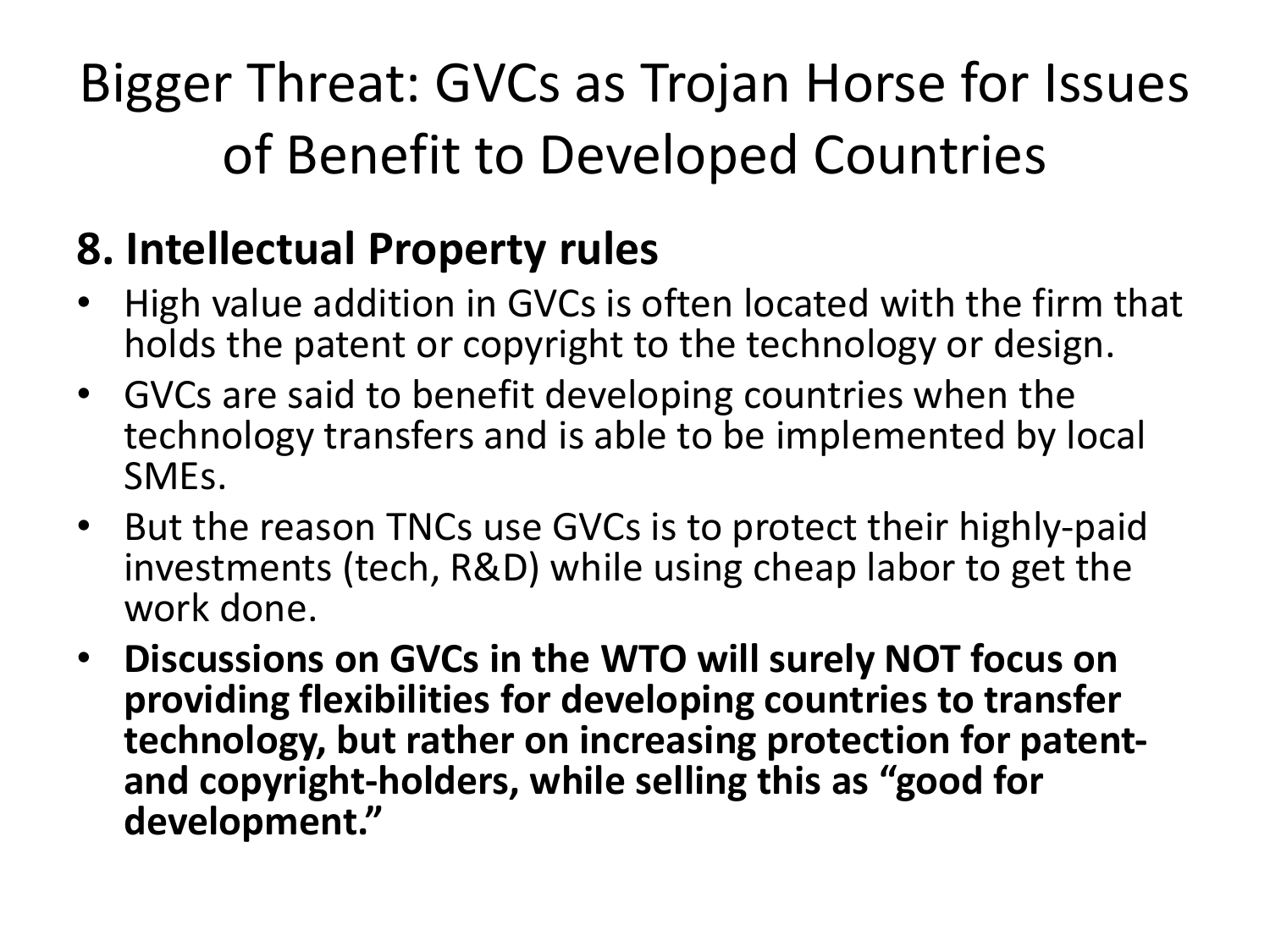# Bigger Threat: GVCs as Trojan Horse for Issues of Benefit to Developed Countries

## 8. Intellectual Property rules

- High value addition in GVCs is often located with the firm that holds the patent or copyright to the technology or design.
- GVCs are said to benefit developing countries when the technology transfers and is able to be implemented by local SMEs.
- But the reason TNCs use GVCs is to protect their highly-paid investments (tech, R&D) while using cheap labor to get the work done.
- **Discussions on GVCs in the WTO will surely NOT focus on providing flexibilities for developing countries to transfer technology, but rather on increasing protection for patent- and copyright-holders, while selling this as "good for development."**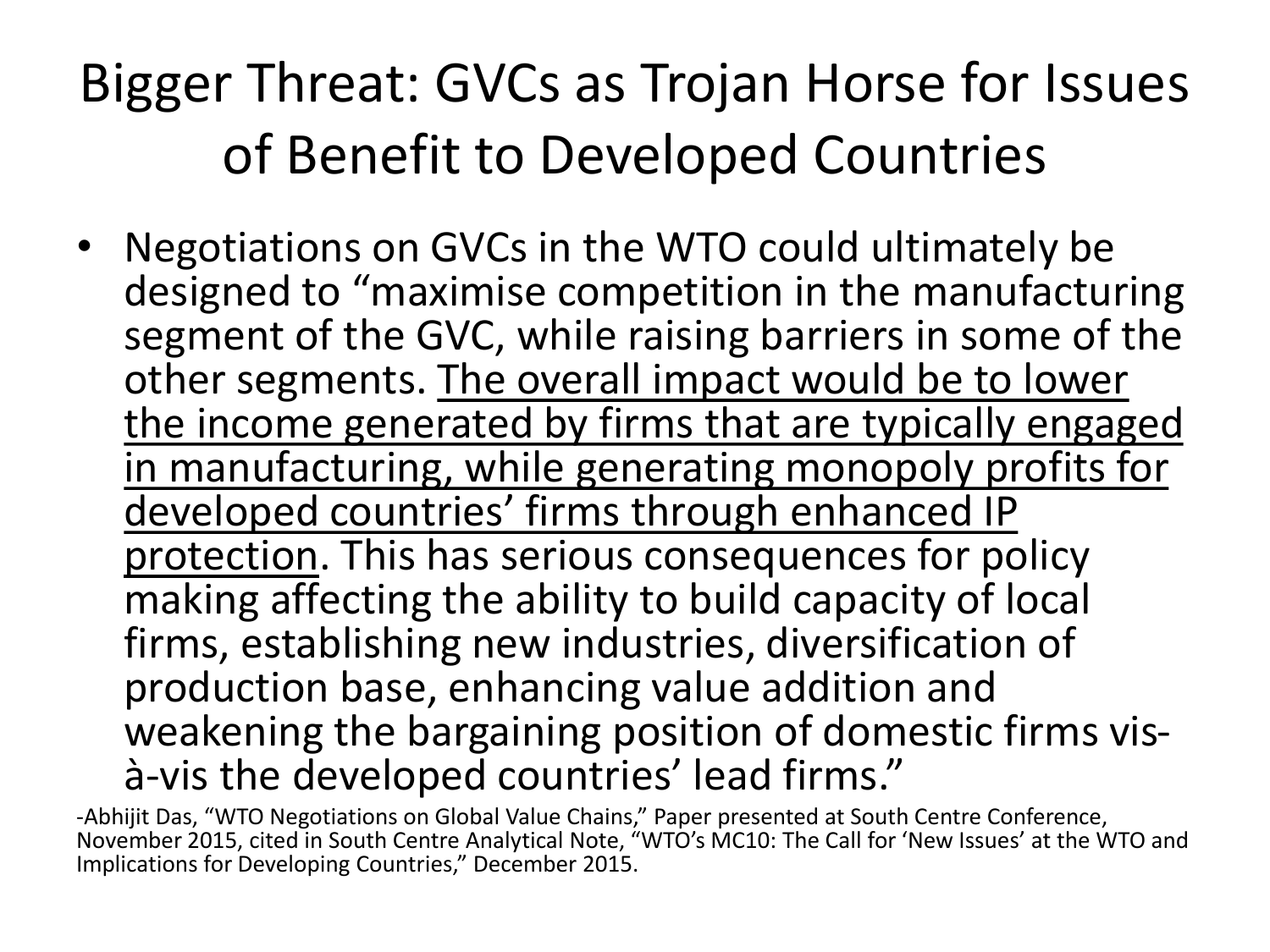# Bigger Threat: GVCs as Trojan Horse for Issues of Benefit to Developed Countries

- Negotiations on GVCs in the WTO could ultimately be designed to "maximise competition in the manufacturing segment of the GVC, while raising barriers in some of the other segments. <u>The overall impact would be to lower the income generated by firms that are typically engaged in manufacturing, while generating monopoly profits for developed countries' firms through enhanced IP protection</u>. This has serious consequences for policy making affecting the ability to build capacity of local firms, establishing new industries, diversification of production base, enhancing value addition and weakening the bargaining position of domestic firms vis-à-vis the developed countries' lead firms."

-Abhijit Das, "WTO Negotiations on Global Value Chains," Paper presented at South Centre Conference, November 2015, cited in South Centre Analytical Note, "WTO's MC10: The Call for 'New Issues' at the WTO and Implications for Developing Countries," December 2015.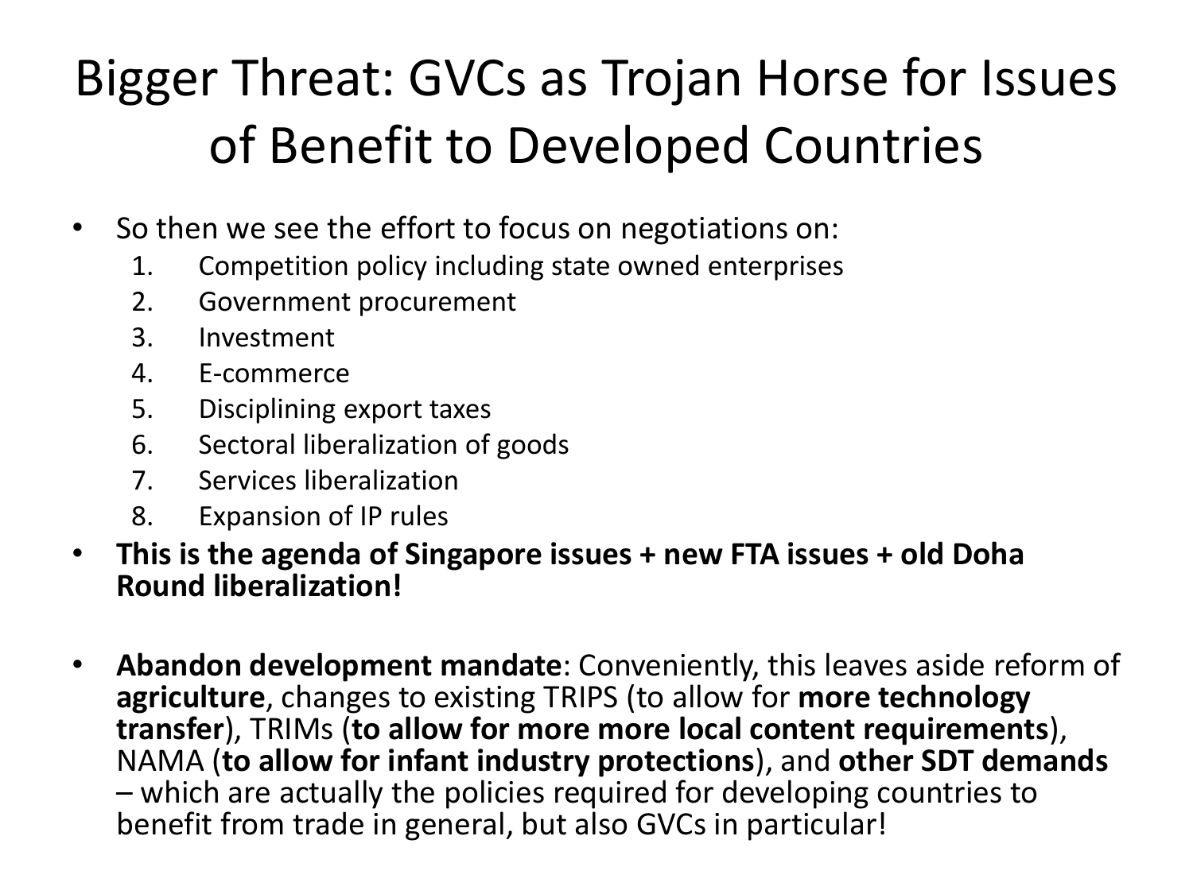# Bigger Threat: GVCs as Trojan Horse for Issues of Benefit to Developed Countries

- So then we see the effort to focus on negotiations on:
  1. Competition policy including state owned enterprises
  2. Government procurement
  3. Investment
  4. E-commerce
  5. Disciplining export taxes
  6. Sectoral liberalization of goods
  7. Services liberalization
  8. Expansion of IP rules
- **This is the agenda of Singapore issues + new FTA issues + old Doha Round liberalization!**

- **Abandon development mandate**: Conveniently, this leaves aside reform of **agriculture**, changes to existing TRIPS (to allow for **more technology transfer**), TRIMs (**to allow for more more local content requirements**), NAMA (**to allow for infant industry protections**), and **other SDT demands** – which are actually the policies required for developing countries to benefit from trade in general, but also GVCs in particular!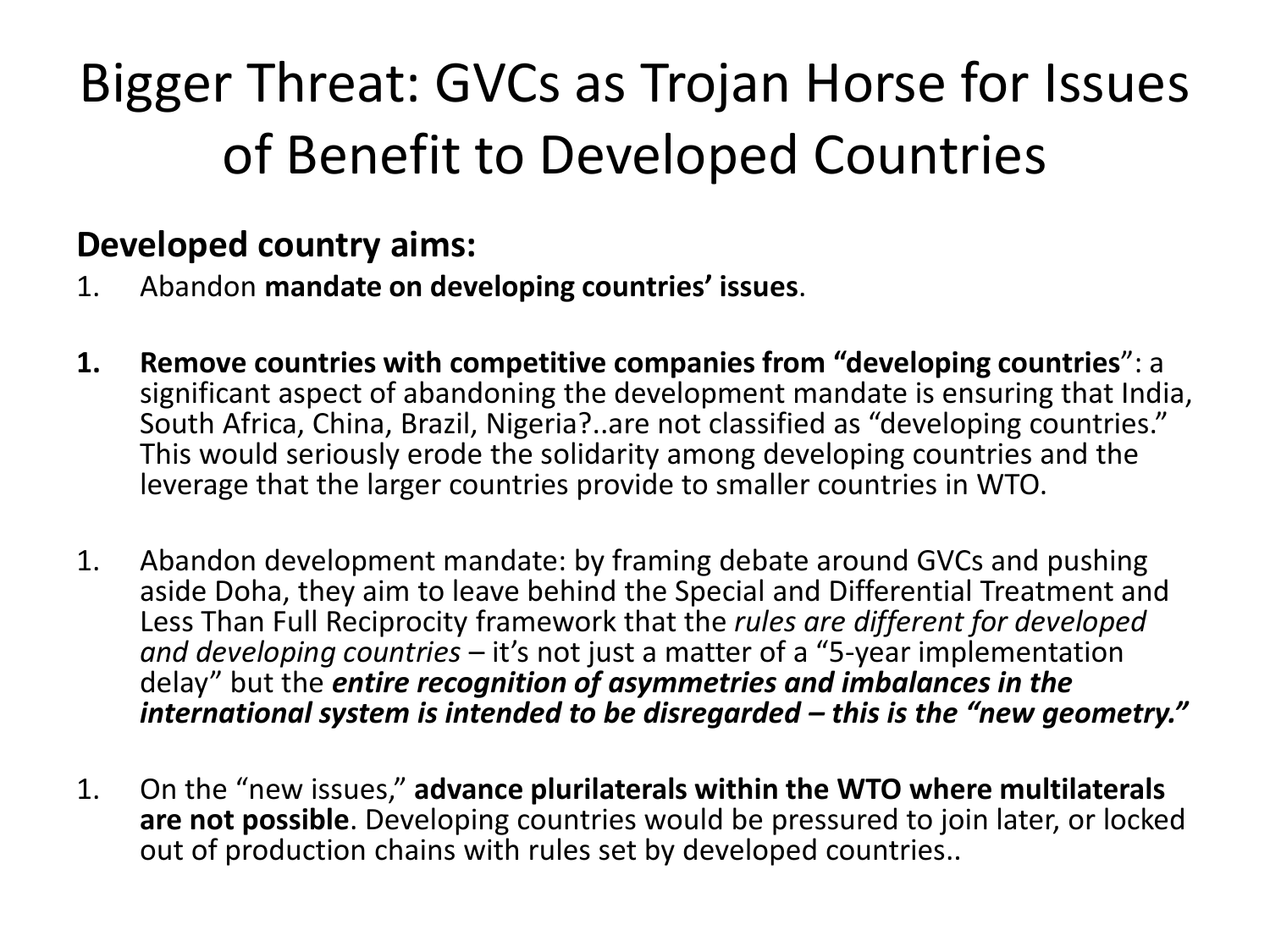# Bigger Threat: GVCs as Trojan Horse for Issues of Benefit to Developed Countries

**Developed country aims:**

1. Abandon **mandate on developing countries' issues**.

1. **Remove countries with competitive companies from "developing countries**": a significant aspect of abandoning the development mandate is ensuring that India, South Africa, China, Brazil, Nigeria?..are not classified as "developing countries." This would seriously erode the solidarity among developing countries and the leverage that the larger countries provide to smaller countries in WTO.

1. Abandon development mandate: by framing debate around GVCs and pushing aside Doha, they aim to leave behind the Special and Differential Treatment and Less Than Full Reciprocity framework that the *rules are different for developed and developing countries* – it's not just a matter of a "5-year implementation delay" but the ***entire recognition of asymmetries and imbalances in the international system is intended to be disregarded – this is the "new geometry."***

1. On the "new issues," **advance plurilaterals within the WTO where multilaterals are not possible**. Developing countries would be pressured to join later, or locked out of production chains with rules set by developed countries..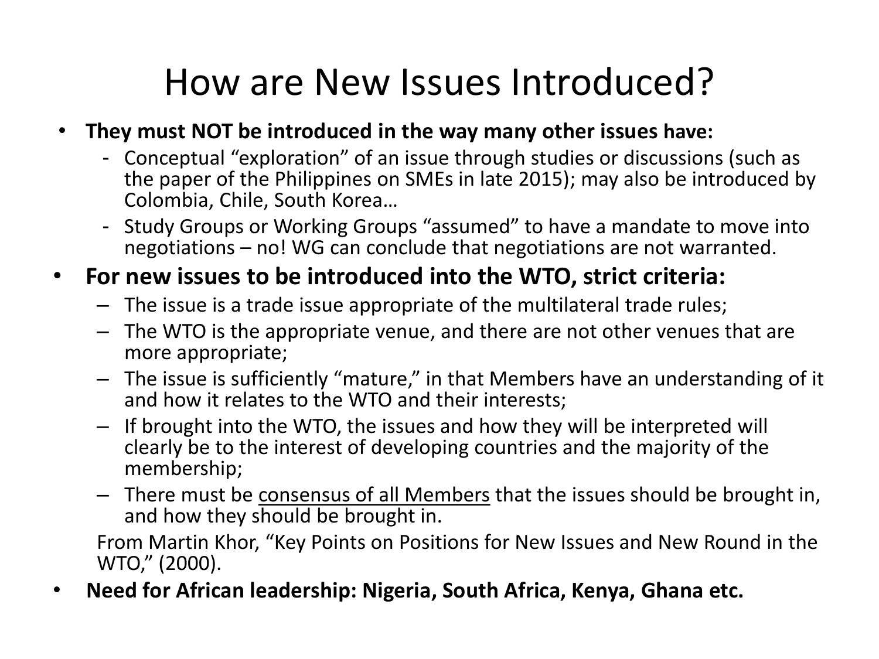# How are New Issues Introduced?

- **They must NOT be introduced in the way many other issues have:**
  - Conceptual "exploration" of an issue through studies or discussions (such as the paper of the Philippines on SMEs in late 2015); may also be introduced by Colombia, Chile, South Korea…
  - Study Groups or Working Groups "assumed" to have a mandate to move into negotiations – no! WG can conclude that negotiations are not warranted.
- **For new issues to be introduced into the WTO, strict criteria:**
  - The issue is a trade issue appropriate of the multilateral trade rules;
  - The WTO is the appropriate venue, and there are not other venues that are more appropriate;
  - The issue is sufficiently "mature," in that Members have an understanding of it and how it relates to the WTO and their interests;
  - If brought into the WTO, the issues and how they will be interpreted will clearly be to the interest of developing countries and the majority of the membership;
  - There must be <u>consensus of all Members</u> that the issues should be brought in, and how they should be brought in.

  From Martin Khor, "Key Points on Positions for New Issues and New Round in the WTO," (2000).
- **Need for African leadership: Nigeria, South Africa, Kenya, Ghana etc.**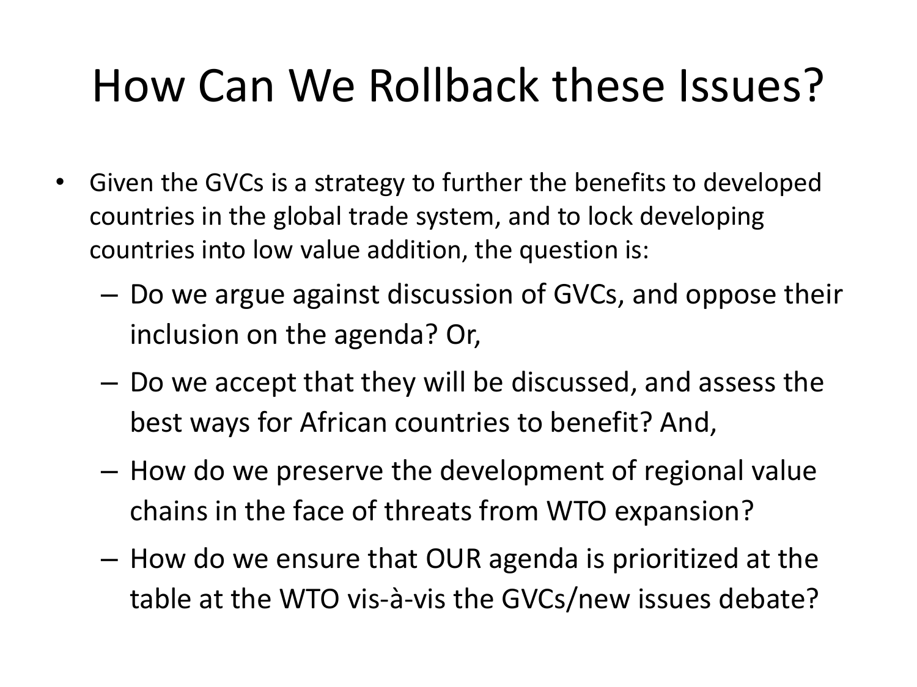# How Can We Rollback these Issues?

- Given the GVCs is a strategy to further the benefits to developed countries in the global trade system, and to lock developing countries into low value addition, the question is:
  - Do we argue against discussion of GVCs, and oppose their inclusion on the agenda? Or,
  - Do we accept that they will be discussed, and assess the best ways for African countries to benefit? And,
  - How do we preserve the development of regional value chains in the face of threats from WTO expansion?
  - How do we ensure that OUR agenda is prioritized at the table at the WTO vis-à-vis the GVCs/new issues debate?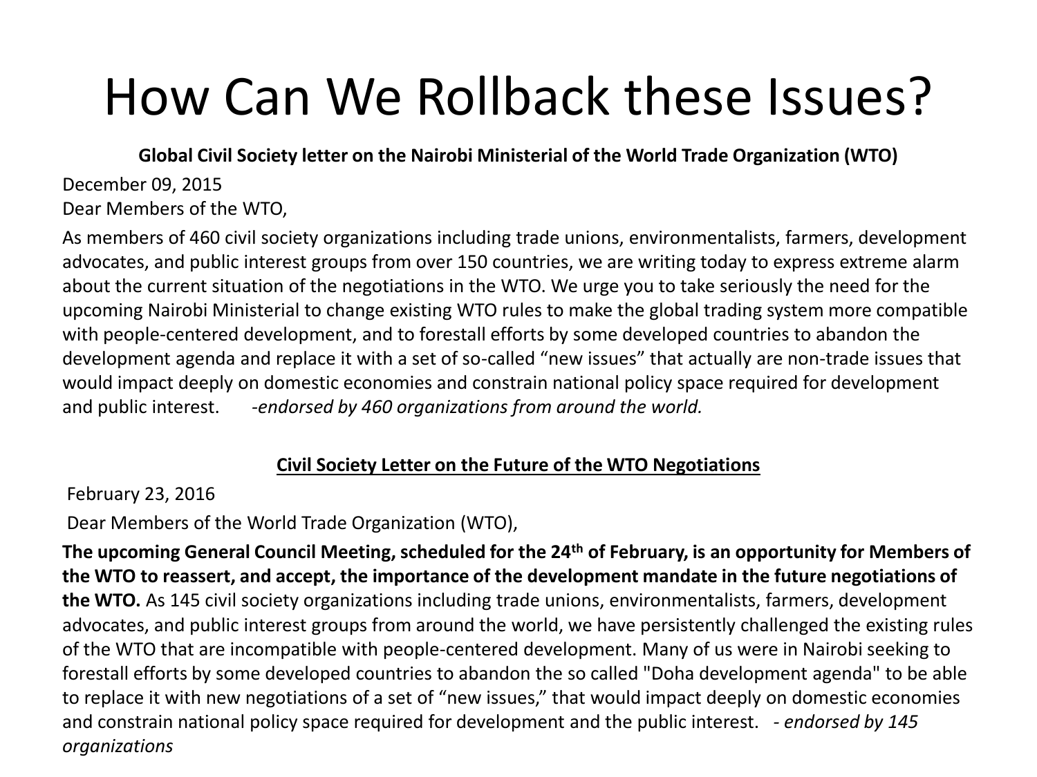# How Can We Rollback these Issues?

**Global Civil Society letter on the Nairobi Ministerial of the World Trade Organization (WTO)**

December 09, 2015
Dear Members of the WTO,

As members of 460 civil society organizations including trade unions, environmentalists, farmers, development advocates, and public interest groups from over 150 countries, we are writing today to express extreme alarm about the current situation of the negotiations in the WTO. We urge you to take seriously the need for the upcoming Nairobi Ministerial to change existing WTO rules to make the global trading system more compatible with people-centered development, and to forestall efforts by some developed countries to abandon the development agenda and replace it with a set of so-called "new issues" that actually are non-trade issues that would impact deeply on domestic economies and constrain national policy space required for development and public interest. *-endorsed by 460 organizations from around the world.*

**Civil Society Letter on the Future of the WTO Negotiations**

February 23, 2016

Dear Members of the World Trade Organization (WTO),

**The upcoming General Council Meeting, scheduled for the 24th of February, is an opportunity for Members of the WTO to reassert, and accept, the importance of the development mandate in the future negotiations of the WTO.** As 145 civil society organizations including trade unions, environmentalists, farmers, development advocates, and public interest groups from around the world, we have persistently challenged the existing rules of the WTO that are incompatible with people-centered development. Many of us were in Nairobi seeking to forestall efforts by some developed countries to abandon the so called "Doha development agenda" to be able to replace it with new negotiations of a set of "new issues," that would impact deeply on domestic economies and constrain national policy space required for development and the public interest. *- endorsed by 145 organizations*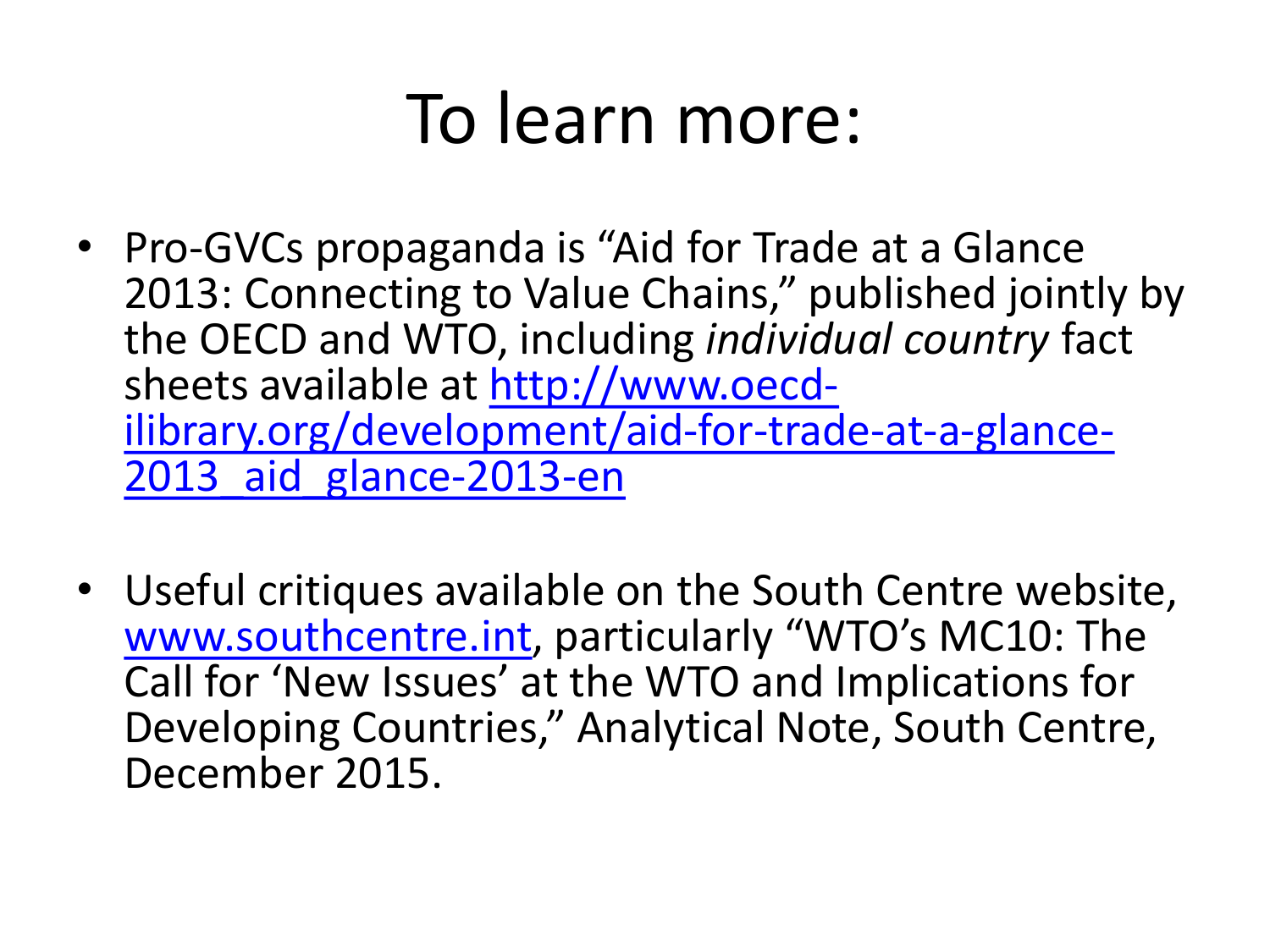# To learn more:

- Pro-GVCs propaganda is "Aid for Trade at a Glance 2013: Connecting to Value Chains," published jointly by the OECD and WTO, including *individual country* fact sheets available at http://www.oecd-ilibrary.org/development/aid-for-trade-at-a-glance-2013_aid_glance-2013-en

- Useful critiques available on the South Centre website, www.southcentre.int, particularly "WTO's MC10: The Call for 'New Issues' at the WTO and Implications for Developing Countries," Analytical Note, South Centre, December 2015.